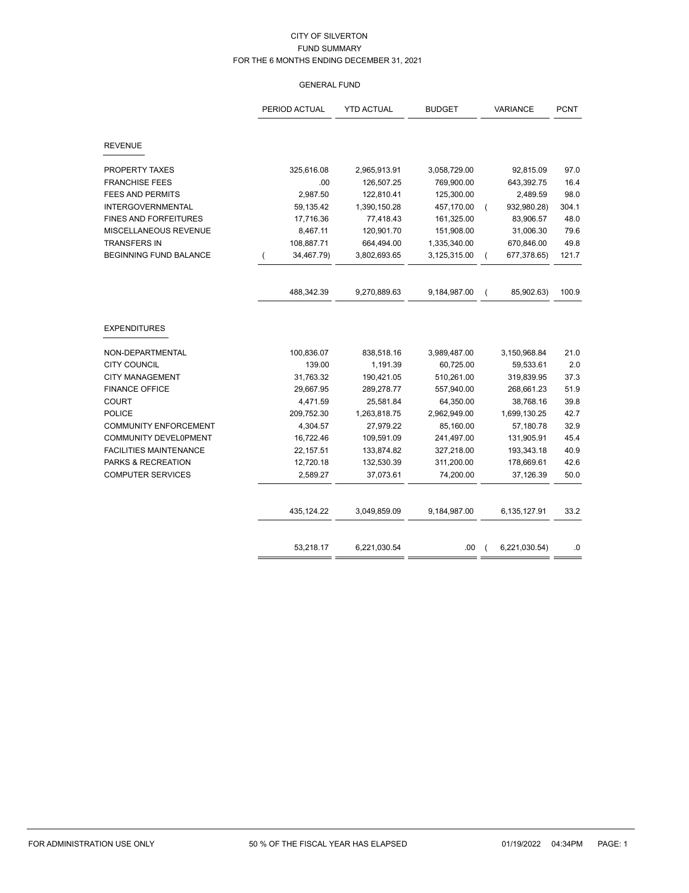CITY OF SILVERTON
FUND SUMMARY
FOR THE 6 MONTHS ENDING DECEMBER 31, 2021

GENERAL FUND

| | PERIOD ACTUAL | YTD ACTUAL | BUDGET | VARIANCE | PCNT |
|---|---|---|---|---|---|
| **REVENUE** | | | | | |
| PROPERTY TAXES | 325,616.08 | 2,965,913.91 | 3,058,729.00 | 92,815.09 | 97.0 |
| FRANCHISE FEES | .00 | 126,507.25 | 769,900.00 | 643,392.75 | 16.4 |
| FEES AND PERMITS | 2,987.50 | 122,810.41 | 125,300.00 | 2,489.59 | 98.0 |
| INTERGOVERNMENTAL | 59,135.42 | 1,390,150.28 | 457,170.00 | ( 932,980.28) | 304.1 |
| FINES AND FORFEITURES | 17,716.36 | 77,418.43 | 161,325.00 | 83,906.57 | 48.0 |
| MISCELLANEOUS REVENUE | 8,467.11 | 120,901.70 | 151,908.00 | 31,006.30 | 79.6 |
| TRANSFERS IN | 108,887.71 | 664,494.00 | 1,335,340.00 | 670,846.00 | 49.8 |
| BEGINNING FUND BALANCE | ( 34,467.79) | 3,802,693.65 | 3,125,315.00 | ( 677,378.65) | 121.7 |
| | 488,342.39 | 9,270,889.63 | 9,184,987.00 | ( 85,902.63) | 100.9 |
| **EXPENDITURES** | | | | | |
| NON-DEPARTMENTAL | 100,836.07 | 838,518.16 | 3,989,487.00 | 3,150,968.84 | 21.0 |
| CITY COUNCIL | 139.00 | 1,191.39 | 60,725.00 | 59,533.61 | 2.0 |
| CITY MANAGEMENT | 31,763.32 | 190,421.05 | 510,261.00 | 319,839.95 | 37.3 |
| FINANCE OFFICE | 29,667.95 | 289,278.77 | 557,940.00 | 268,661.23 | 51.9 |
| COURT | 4,471.59 | 25,581.84 | 64,350.00 | 38,768.16 | 39.8 |
| POLICE | 209,752.30 | 1,263,818.75 | 2,962,949.00 | 1,699,130.25 | 42.7 |
| COMMUNITY ENFORCEMENT | 4,304.57 | 27,979.22 | 85,160.00 | 57,180.78 | 32.9 |
| COMMUNITY DEVEL0PMENT | 16,722.46 | 109,591.09 | 241,497.00 | 131,905.91 | 45.4 |
| FACILITIES MAINTENANCE | 22,157.51 | 133,874.82 | 327,218.00 | 193,343.18 | 40.9 |
| PARKS & RECREATION | 12,720.18 | 132,530.39 | 311,200.00 | 178,669.61 | 42.6 |
| COMPUTER SERVICES | 2,589.27 | 37,073.61 | 74,200.00 | 37,126.39 | 50.0 |
| | 435,124.22 | 3,049,859.09 | 9,184,987.00 | 6,135,127.91 | 33.2 |
| | 53,218.17 | 6,221,030.54 | .00 | ( 6,221,030.54) | .0 |

FOR ADMINISTRATION USE ONLY — 50 % OF THE FISCAL YEAR HAS ELAPSED — 01/19/2022 04:34PM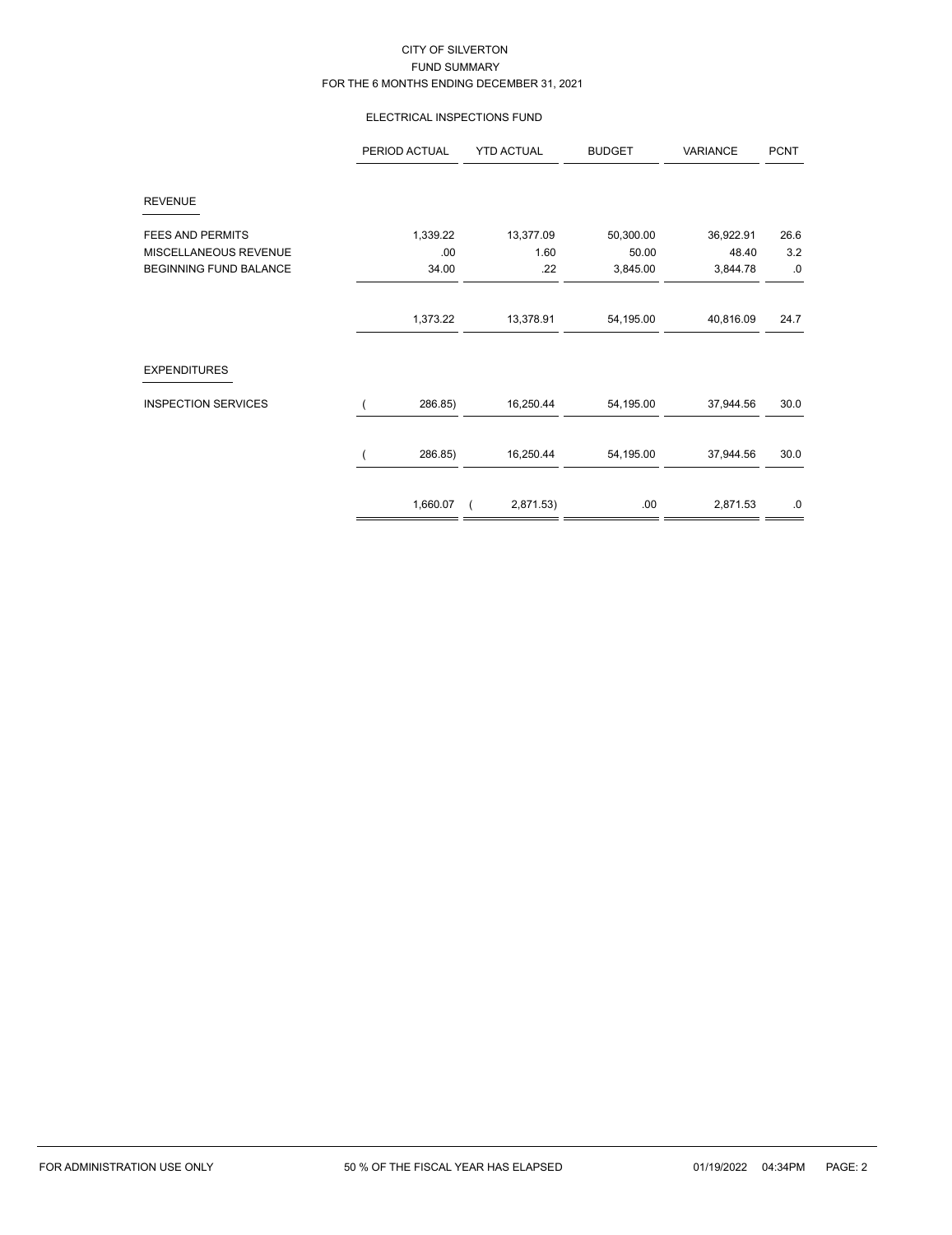CITY OF SILVERTON
FUND SUMMARY
FOR THE 6 MONTHS ENDING DECEMBER 31, 2021

ELECTRICAL INSPECTIONS FUND

| | PERIOD ACTUAL | YTD ACTUAL | BUDGET | VARIANCE | PCNT |
|---|---|---|---|---|---|
| **REVENUE** | | | | | |
| FEES AND PERMITS | 1,339.22 | 13,377.09 | 50,300.00 | 36,922.91 | 26.6 |
| MISCELLANEOUS REVENUE | .00 | 1.60 | 50.00 | 48.40 | 3.2 |
| BEGINNING FUND BALANCE | 34.00 | .22 | 3,845.00 | 3,844.78 | .0 |
| | 1,373.22 | 13,378.91 | 54,195.00 | 40,816.09 | 24.7 |
| **EXPENDITURES** | | | | | |
| INSPECTION SERVICES | ( 286.85) | 16,250.44 | 54,195.00 | 37,944.56 | 30.0 |
| | ( 286.85) | 16,250.44 | 54,195.00 | 37,944.56 | 30.0 |
| | 1,660.07 | ( 2,871.53) | .00 | 2,871.53 | .0 |

FOR ADMINISTRATION USE ONLY — 50 % OF THE FISCAL YEAR HAS ELAPSED — 01/19/2022 04:34PM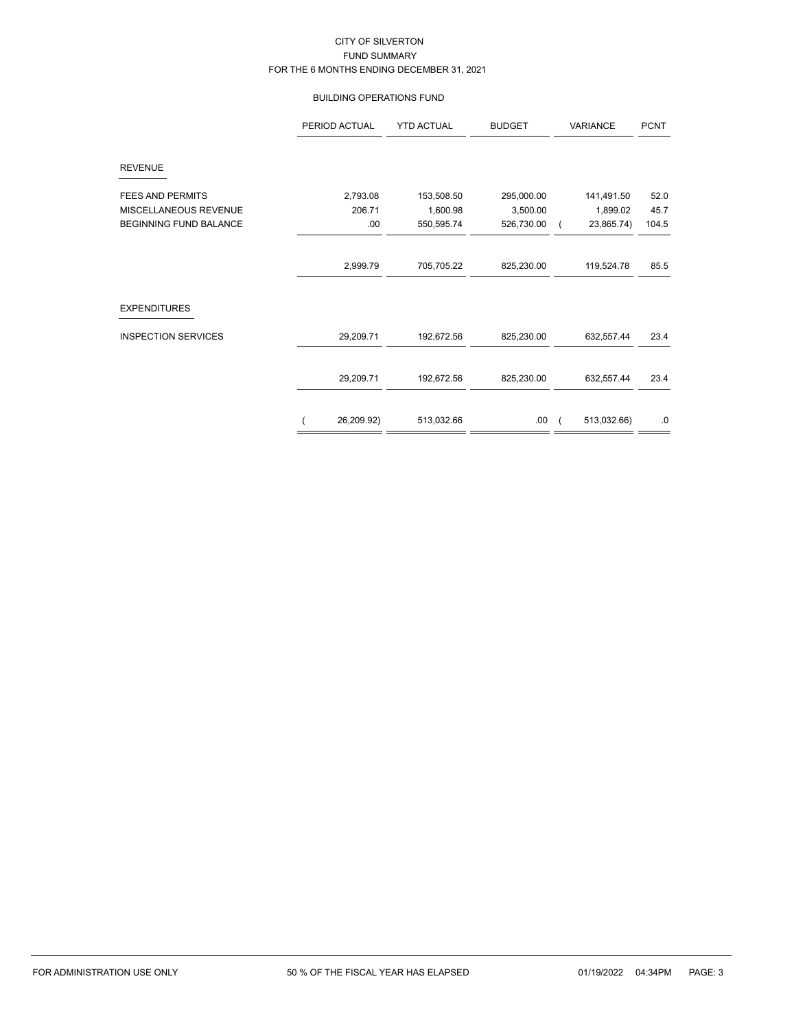# CITY OF SILVERTON
## FUND SUMMARY
### FOR THE 6 MONTHS ENDING DECEMBER 31, 2021

### BUILDING OPERATIONS FUND

| | PERIOD ACTUAL | YTD ACTUAL | BUDGET | VARIANCE | PCNT |
|---|---|---|---|---|---|
| **REVENUE** | | | | | |
| FEES AND PERMITS | 2,793.08 | 153,508.50 | 295,000.00 | 141,491.50 | 52.0 |
| MISCELLANEOUS REVENUE | 206.71 | 1,600.98 | 3,500.00 | 1,899.02 | 45.7 |
| BEGINNING FUND BALANCE | .00 | 550,595.74 | 526,730.00 | ( 23,865.74) | 104.5 |
| | 2,999.79 | 705,705.22 | 825,230.00 | 119,524.78 | 85.5 |
| **EXPENDITURES** | | | | | |
| INSPECTION SERVICES | 29,209.71 | 192,672.56 | 825,230.00 | 632,557.44 | 23.4 |
| | 29,209.71 | 192,672.56 | 825,230.00 | 632,557.44 | 23.4 |
| | ( 26,209.92) | 513,032.66 | .00 | ( 513,032.66) | .0 |

FOR ADMINISTRATION USE ONLY     50 % OF THE FISCAL YEAR HAS ELAPSED     01/19/2022 04:34PM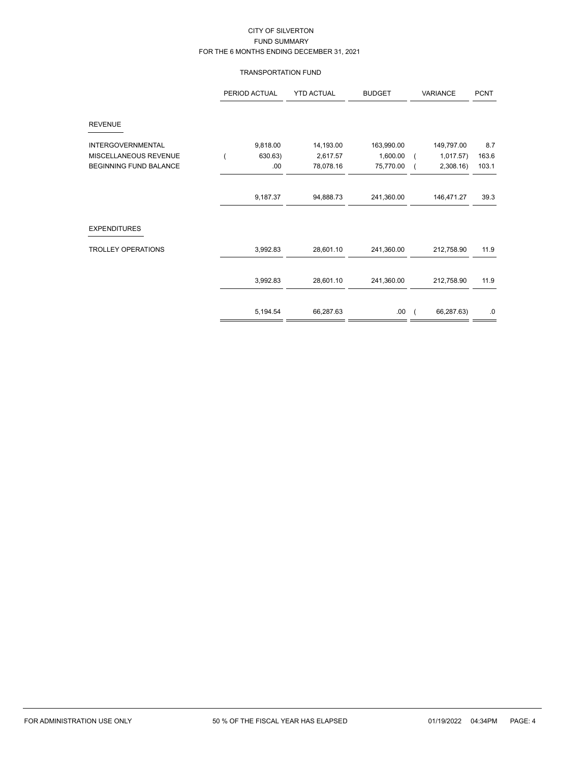CITY OF SILVERTON
FUND SUMMARY
FOR THE 6 MONTHS ENDING DECEMBER 31, 2021

TRANSPORTATION FUND

| | PERIOD ACTUAL | YTD ACTUAL | BUDGET | VARIANCE | PCNT |
|---|---|---|---|---|---|
| **REVENUE** | | | | | |
| INTERGOVERNMENTAL | 9,818.00 | 14,193.00 | 163,990.00 | 149,797.00 | 8.7 |
| MISCELLANEOUS REVENUE | ( 630.63) | 2,617.57 | 1,600.00 | ( 1,017.57) | 163.6 |
| BEGINNING FUND BALANCE | .00 | 78,078.16 | 75,770.00 | ( 2,308.16) | 103.1 |
| | 9,187.37 | 94,888.73 | 241,360.00 | 146,471.27 | 39.3 |
| **EXPENDITURES** | | | | | |
| TROLLEY OPERATIONS | 3,992.83 | 28,601.10 | 241,360.00 | 212,758.90 | 11.9 |
| | 3,992.83 | 28,601.10 | 241,360.00 | 212,758.90 | 11.9 |
| | 5,194.54 | 66,287.63 | .00 | ( 66,287.63) | .0 |

FOR ADMINISTRATION USE ONLY 50 % OF THE FISCAL YEAR HAS ELAPSED 01/19/2022 04:34PM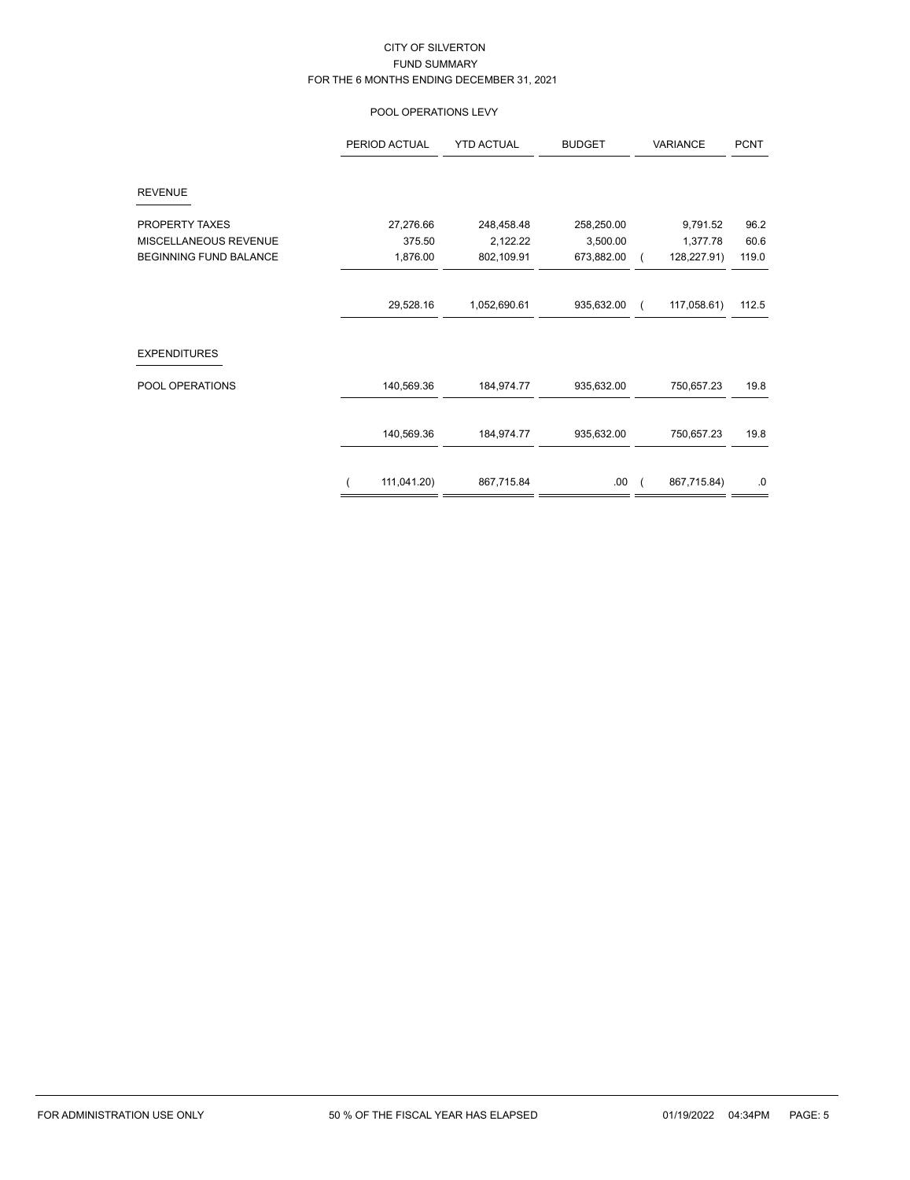CITY OF SILVERTON

FUND SUMMARY

FOR THE 6 MONTHS ENDING DECEMBER 31, 2021

POOL OPERATIONS LEVY

| | PERIOD ACTUAL | YTD ACTUAL | BUDGET | VARIANCE | PCNT |
|---|---|---|---|---|---|
| **REVENUE** | | | | | |
| PROPERTY TAXES | 27,276.66 | 248,458.48 | 258,250.00 | 9,791.52 | 96.2 |
| MISCELLANEOUS REVENUE | 375.50 | 2,122.22 | 3,500.00 | 1,377.78 | 60.6 |
| BEGINNING FUND BALANCE | 1,876.00 | 802,109.91 | 673,882.00 | ( 128,227.91) | 119.0 |
| | 29,528.16 | 1,052,690.61 | 935,632.00 | ( 117,058.61) | 112.5 |
| **EXPENDITURES** | | | | | |
| POOL OPERATIONS | 140,569.36 | 184,974.77 | 935,632.00 | 750,657.23 | 19.8 |
| | 140,569.36 | 184,974.77 | 935,632.00 | 750,657.23 | 19.8 |
| | ( 111,041.20) | 867,715.84 | .00 | ( 867,715.84) | .0 |

FOR ADMINISTRATION USE ONLY    50 % OF THE FISCAL YEAR HAS ELAPSED    01/19/2022 04:34PM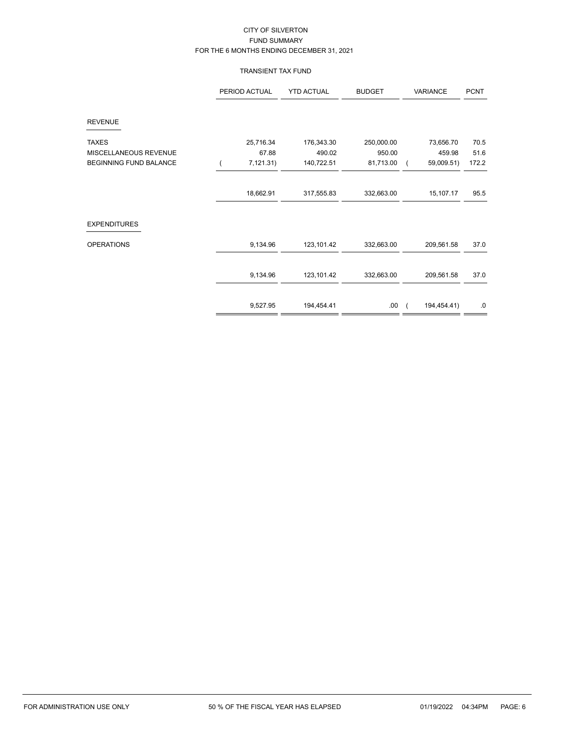CITY OF SILVERTON
FUND SUMMARY
FOR THE 6 MONTHS ENDING DECEMBER 31, 2021

TRANSIENT TAX FUND

| | PERIOD ACTUAL | YTD ACTUAL | BUDGET | VARIANCE | PCNT |
|---|---|---|---|---|---|
| **REVENUE** | | | | | |
| TAXES | 25,716.34 | 176,343.30 | 250,000.00 | 73,656.70 | 70.5 |
| MISCELLANEOUS REVENUE | 67.88 | 490.02 | 950.00 | 459.98 | 51.6 |
| BEGINNING FUND BALANCE | ( 7,121.31) | 140,722.51 | 81,713.00 | ( 59,009.51) | 172.2 |
| | 18,662.91 | 317,555.83 | 332,663.00 | 15,107.17 | 95.5 |
| **EXPENDITURES** | | | | | |
| OPERATIONS | 9,134.96 | 123,101.42 | 332,663.00 | 209,561.58 | 37.0 |
| | 9,134.96 | 123,101.42 | 332,663.00 | 209,561.58 | 37.0 |
| | 9,527.95 | 194,454.41 | .00 | ( 194,454.41) | .0 |

FOR ADMINISTRATION USE ONLY 50 % OF THE FISCAL YEAR HAS ELAPSED 01/19/2022 04:34PM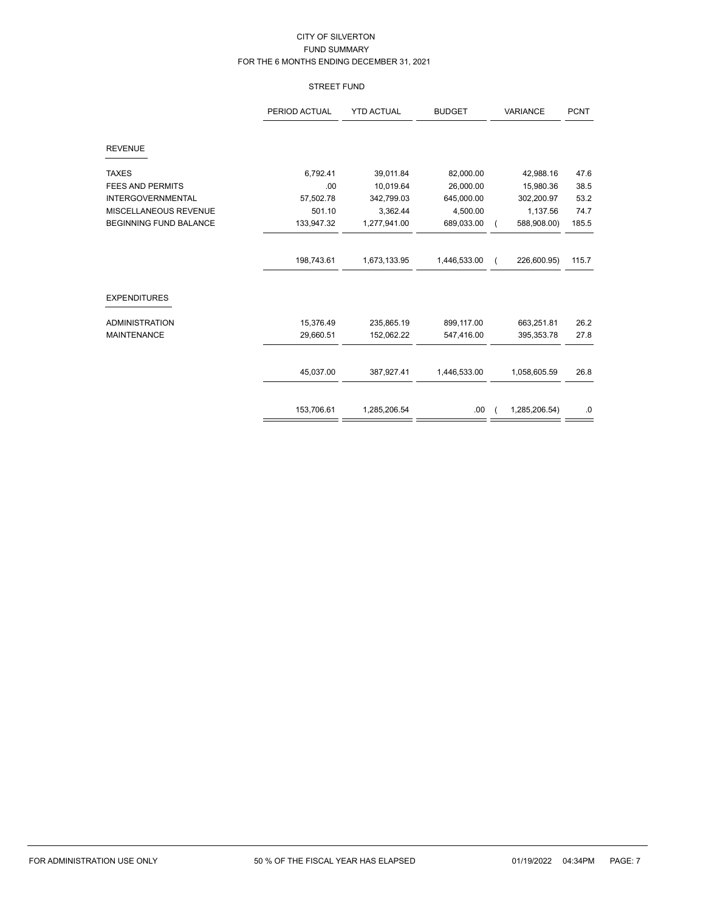CITY OF SILVERTON
FUND SUMMARY
FOR THE 6 MONTHS ENDING DECEMBER 31, 2021

STREET FUND

| | PERIOD ACTUAL | YTD ACTUAL | BUDGET | VARIANCE | PCNT |
|---|---|---|---|---|---|
| **REVENUE** | | | | | |
| TAXES | 6,792.41 | 39,011.84 | 82,000.00 | 42,988.16 | 47.6 |
| FEES AND PERMITS | .00 | 10,019.64 | 26,000.00 | 15,980.36 | 38.5 |
| INTERGOVERNMENTAL | 57,502.78 | 342,799.03 | 645,000.00 | 302,200.97 | 53.2 |
| MISCELLANEOUS REVENUE | 501.10 | 3,362.44 | 4,500.00 | 1,137.56 | 74.7 |
| BEGINNING FUND BALANCE | 133,947.32 | 1,277,941.00 | 689,033.00 | ( 588,908.00) | 185.5 |
| | 198,743.61 | 1,673,133.95 | 1,446,533.00 | ( 226,600.95) | 115.7 |
| **EXPENDITURES** | | | | | |
| ADMINISTRATION | 15,376.49 | 235,865.19 | 899,117.00 | 663,251.81 | 26.2 |
| MAINTENANCE | 29,660.51 | 152,062.22 | 547,416.00 | 395,353.78 | 27.8 |
| | 45,037.00 | 387,927.41 | 1,446,533.00 | 1,058,605.59 | 26.8 |
| | 153,706.61 | 1,285,206.54 | .00 | ( 1,285,206.54) | .0 |

FOR ADMINISTRATION USE ONLY — 50 % OF THE FISCAL YEAR HAS ELAPSED — 01/19/2022 04:34PM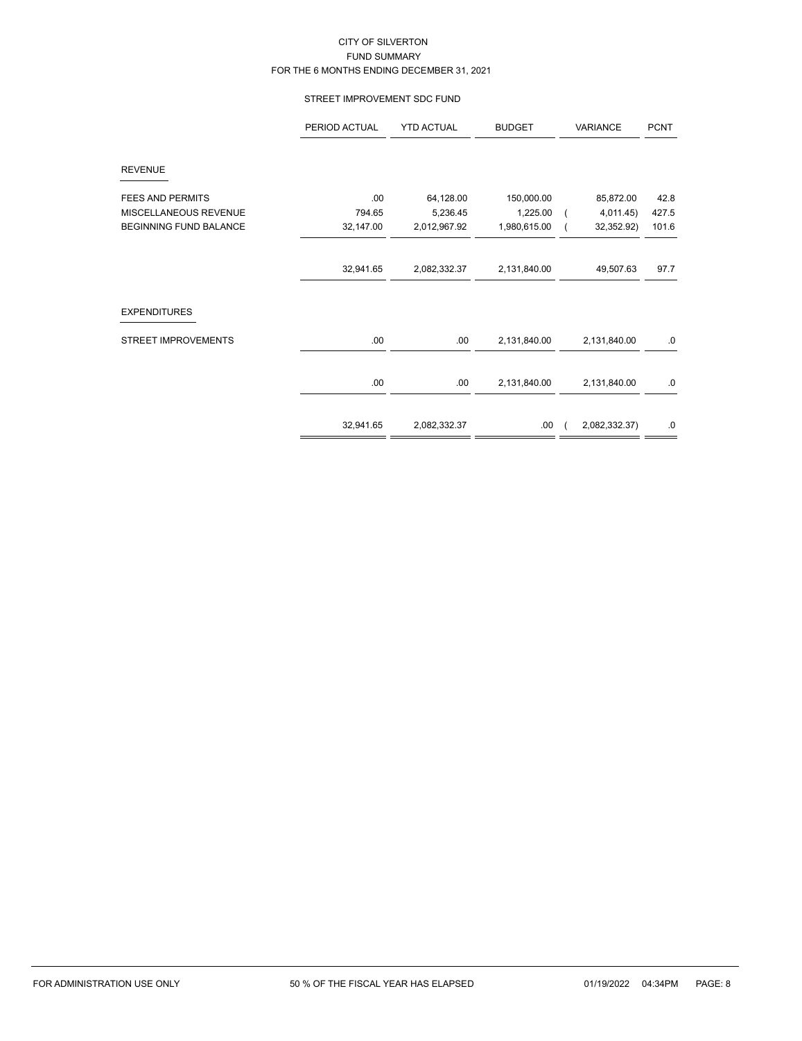CITY OF SILVERTON
FUND SUMMARY
FOR THE 6 MONTHS ENDING DECEMBER 31, 2021

STREET IMPROVEMENT SDC FUND

| | PERIOD ACTUAL | YTD ACTUAL | BUDGET | VARIANCE | PCNT |
|---|---|---|---|---|---|
| **REVENUE** | | | | | |
| FEES AND PERMITS | .00 | 64,128.00 | 150,000.00 | 85,872.00 | 42.8 |
| MISCELLANEOUS REVENUE | 794.65 | 5,236.45 | 1,225.00 | ( 4,011.45) | 427.5 |
| BEGINNING FUND BALANCE | 32,147.00 | 2,012,967.92 | 1,980,615.00 | ( 32,352.92) | 101.6 |
| | 32,941.65 | 2,082,332.37 | 2,131,840.00 | 49,507.63 | 97.7 |
| **EXPENDITURES** | | | | | |
| STREET IMPROVEMENTS | .00 | .00 | 2,131,840.00 | 2,131,840.00 | .0 |
| | .00 | .00 | 2,131,840.00 | 2,131,840.00 | .0 |
| | 32,941.65 | 2,082,332.37 | .00 | ( 2,082,332.37) | .0 |

FOR ADMINISTRATION USE ONLY 50 % OF THE FISCAL YEAR HAS ELAPSED 01/19/2022 04:34PM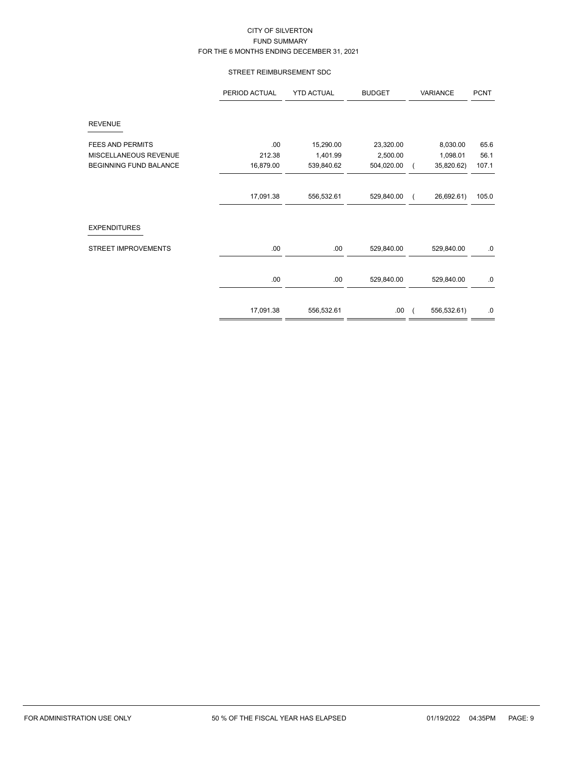CITY OF SILVERTON
FUND SUMMARY
FOR THE 6 MONTHS ENDING DECEMBER 31, 2021

STREET REIMBURSEMENT SDC

| | PERIOD ACTUAL | YTD ACTUAL | BUDGET | VARIANCE | PCNT |
|---|---|---|---|---|---|
| **REVENUE** | | | | | |
| FEES AND PERMITS | .00 | 15,290.00 | 23,320.00 | 8,030.00 | 65.6 |
| MISCELLANEOUS REVENUE | 212.38 | 1,401.99 | 2,500.00 | 1,098.01 | 56.1 |
| BEGINNING FUND BALANCE | 16,879.00 | 539,840.62 | 504,020.00 | ( 35,820.62) | 107.1 |
| | 17,091.38 | 556,532.61 | 529,840.00 | ( 26,692.61) | 105.0 |
| **EXPENDITURES** | | | | | |
| STREET IMPROVEMENTS | .00 | .00 | 529,840.00 | 529,840.00 | .0 |
| | .00 | .00 | 529,840.00 | 529,840.00 | .0 |
| | 17,091.38 | 556,532.61 | .00 | ( 556,532.61) | .0 |

FOR ADMINISTRATION USE ONLY 50 % OF THE FISCAL YEAR HAS ELAPSED 01/19/2022 04:35PM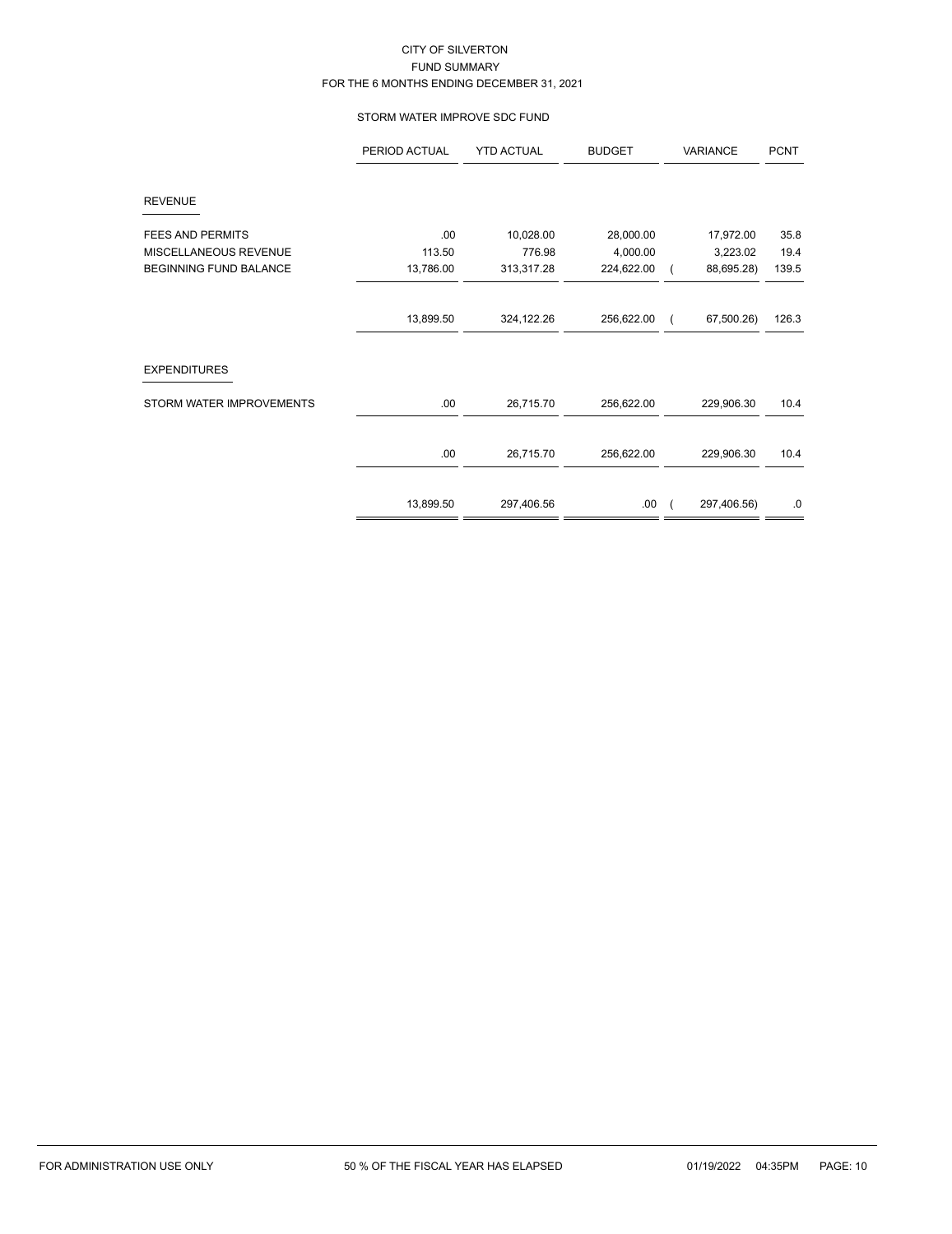CITY OF SILVERTON
FUND SUMMARY
FOR THE 6 MONTHS ENDING DECEMBER 31, 2021

STORM WATER IMPROVE SDC FUND

| | PERIOD ACTUAL | YTD ACTUAL | BUDGET | VARIANCE | PCNT |
|---|---|---|---|---|---|
| **REVENUE** | | | | | |
| FEES AND PERMITS | .00 | 10,028.00 | 28,000.00 | 17,972.00 | 35.8 |
| MISCELLANEOUS REVENUE | 113.50 | 776.98 | 4,000.00 | 3,223.02 | 19.4 |
| BEGINNING FUND BALANCE | 13,786.00 | 313,317.28 | 224,622.00 | ( 88,695.28) | 139.5 |
| | 13,899.50 | 324,122.26 | 256,622.00 | ( 67,500.26) | 126.3 |
| **EXPENDITURES** | | | | | |
| STORM WATER IMPROVEMENTS | .00 | 26,715.70 | 256,622.00 | 229,906.30 | 10.4 |
| | .00 | 26,715.70 | 256,622.00 | 229,906.30 | 10.4 |
| | 13,899.50 | 297,406.56 | .00 | ( 297,406.56) | .0 |

FOR ADMINISTRATION USE ONLY 50 % OF THE FISCAL YEAR HAS ELAPSED 01/19/2022 04:35PM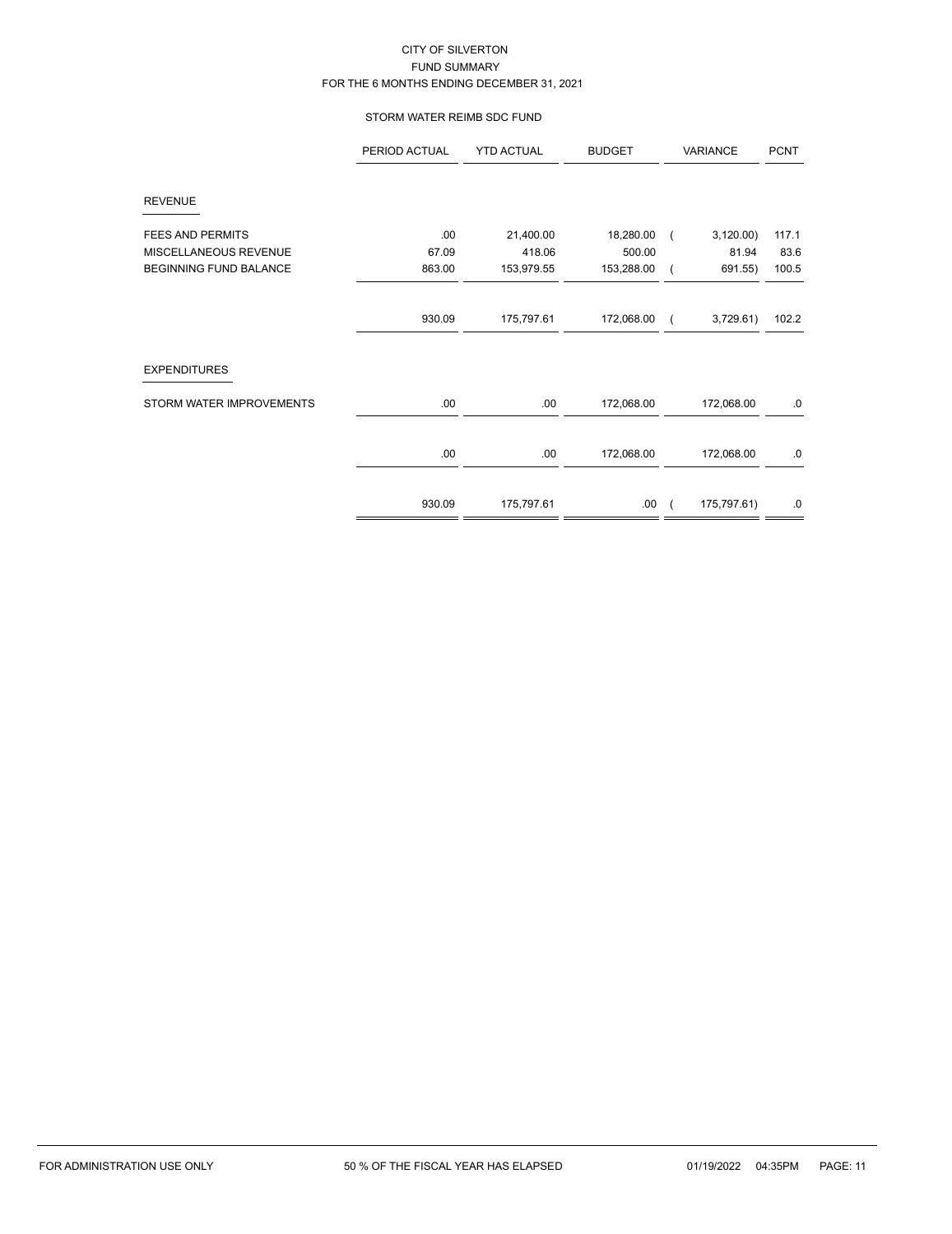CITY OF SILVERTON
FUND SUMMARY
FOR THE 6 MONTHS ENDING DECEMBER 31, 2021

STORM WATER REIMB SDC FUND

| | PERIOD ACTUAL | YTD ACTUAL | BUDGET | VARIANCE | PCNT |
|---|---|---|---|---|---|
| **REVENUE** | | | | | |
| FEES AND PERMITS | .00 | 21,400.00 | 18,280.00 | ( 3,120.00) | 117.1 |
| MISCELLANEOUS REVENUE | 67.09 | 418.06 | 500.00 | 81.94 | 83.6 |
| BEGINNING FUND BALANCE | 863.00 | 153,979.55 | 153,288.00 | ( 691.55) | 100.5 |
| | 930.09 | 175,797.61 | 172,068.00 | ( 3,729.61) | 102.2 |
| **EXPENDITURES** | | | | | |
| STORM WATER IMPROVEMENTS | .00 | .00 | 172,068.00 | 172,068.00 | .0 |
| | .00 | .00 | 172,068.00 | 172,068.00 | .0 |
| | 930.09 | 175,797.61 | .00 | ( 175,797.61) | .0 |

FOR ADMINISTRATION USE ONLY — 50 % OF THE FISCAL YEAR HAS ELAPSED — 01/19/2022 04:35PM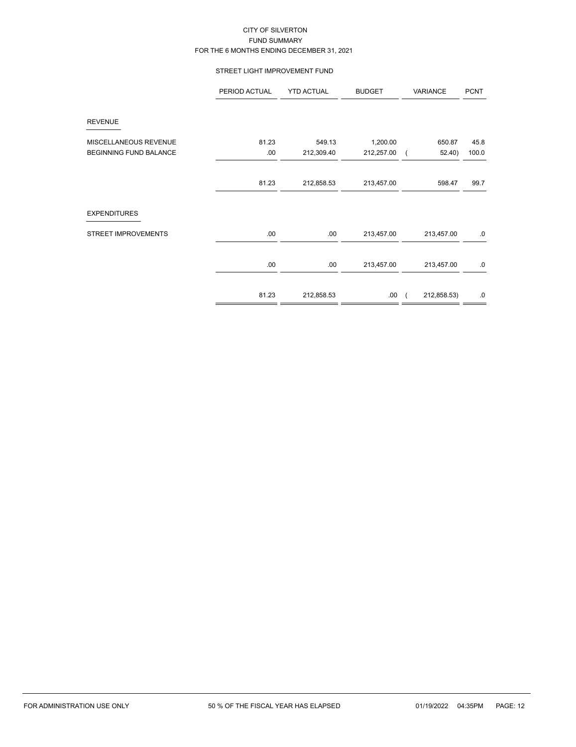CITY OF SILVERTON
FUND SUMMARY
FOR THE 6 MONTHS ENDING DECEMBER 31, 2021

STREET LIGHT IMPROVEMENT FUND

| | PERIOD ACTUAL | YTD ACTUAL | BUDGET | VARIANCE | PCNT |
|---|---|---|---|---|---|
| **REVENUE** | | | | | |
| MISCELLANEOUS REVENUE | 81.23 | 549.13 | 1,200.00 | 650.87 | 45.8 |
| BEGINNING FUND BALANCE | .00 | 212,309.40 | 212,257.00 | ( 52.40) | 100.0 |
| | 81.23 | 212,858.53 | 213,457.00 | 598.47 | 99.7 |
| **EXPENDITURES** | | | | | |
| STREET IMPROVEMENTS | .00 | .00 | 213,457.00 | 213,457.00 | .0 |
| | .00 | .00 | 213,457.00 | 213,457.00 | .0 |
| | 81.23 | 212,858.53 | .00 | ( 212,858.53) | .0 |

FOR ADMINISTRATION USE ONLY — 50 % OF THE FISCAL YEAR HAS ELAPSED — 01/19/2022 04:35PM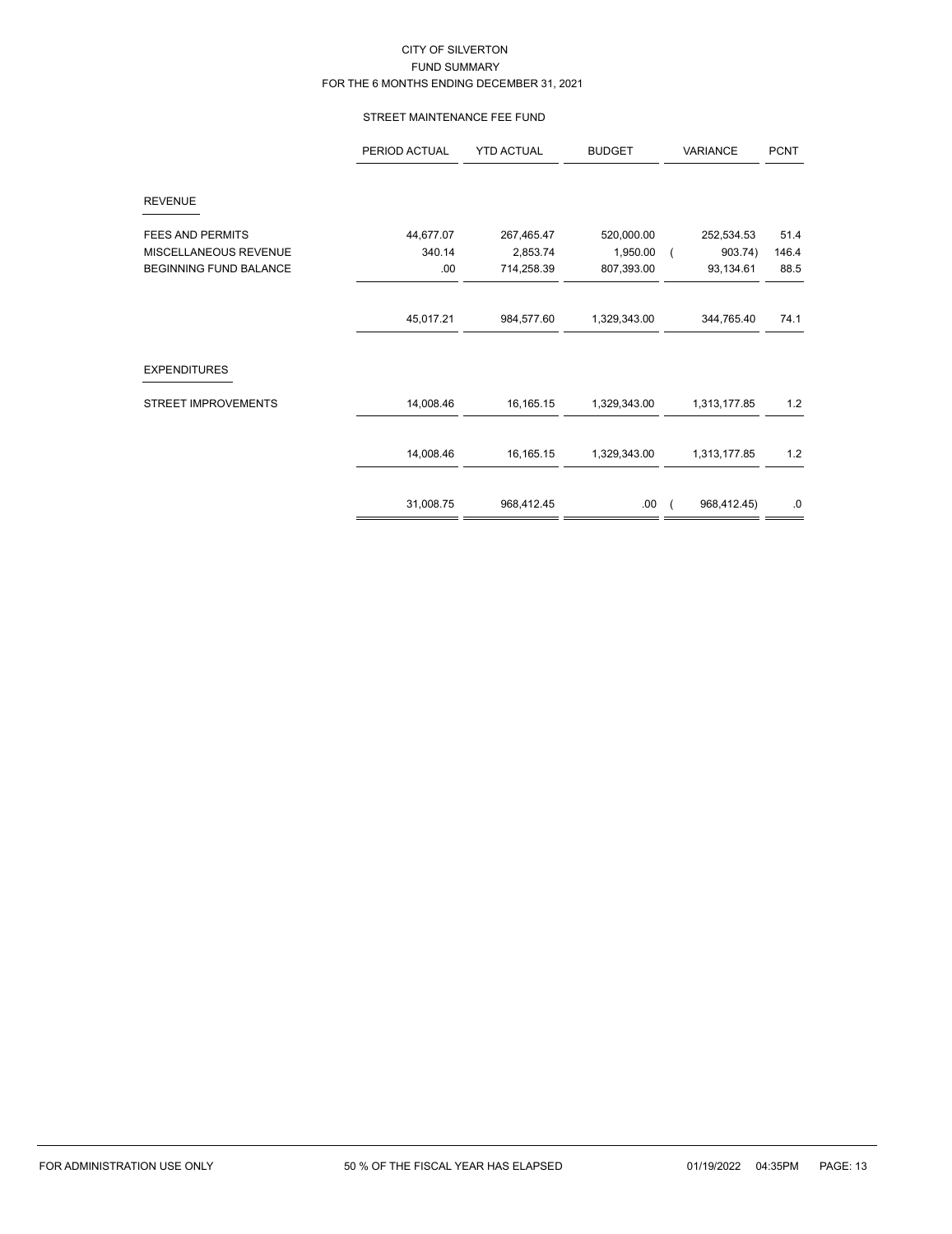CITY OF SILVERTON
FUND SUMMARY
FOR THE 6 MONTHS ENDING DECEMBER 31, 2021

STREET MAINTENANCE FEE FUND

| | PERIOD ACTUAL | YTD ACTUAL | BUDGET | VARIANCE | PCNT |
|---|---|---|---|---|---|
| **REVENUE** | | | | | |
| FEES AND PERMITS | 44,677.07 | 267,465.47 | 520,000.00 | 252,534.53 | 51.4 |
| MISCELLANEOUS REVENUE | 340.14 | 2,853.74 | 1,950.00 | ( 903.74) | 146.4 |
| BEGINNING FUND BALANCE | .00 | 714,258.39 | 807,393.00 | 93,134.61 | 88.5 |
| | 45,017.21 | 984,577.60 | 1,329,343.00 | 344,765.40 | 74.1 |
| **EXPENDITURES** | | | | | |
| STREET IMPROVEMENTS | 14,008.46 | 16,165.15 | 1,329,343.00 | 1,313,177.85 | 1.2 |
| | 14,008.46 | 16,165.15 | 1,329,343.00 | 1,313,177.85 | 1.2 |
| | 31,008.75 | 968,412.45 | .00 | ( 968,412.45) | .0 |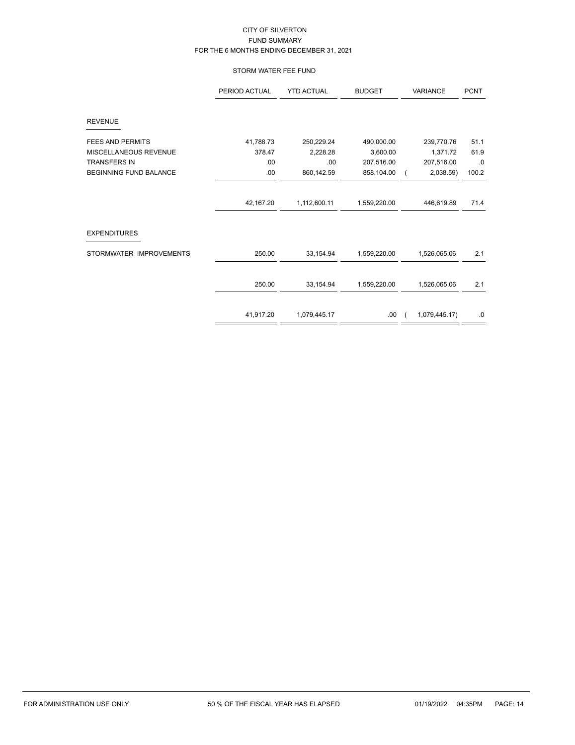CITY OF SILVERTON
FUND SUMMARY
FOR THE 6 MONTHS ENDING DECEMBER 31, 2021

STORM WATER FEE FUND

| | PERIOD ACTUAL | YTD ACTUAL | BUDGET | VARIANCE | PCNT |
|---|---|---|---|---|---|
| **REVENUE** | | | | | |
| FEES AND PERMITS | 41,788.73 | 250,229.24 | 490,000.00 | 239,770.76 | 51.1 |
| MISCELLANEOUS REVENUE | 378.47 | 2,228.28 | 3,600.00 | 1,371.72 | 61.9 |
| TRANSFERS IN | .00 | .00 | 207,516.00 | 207,516.00 | .0 |
| BEGINNING FUND BALANCE | .00 | 860,142.59 | 858,104.00 | ( 2,038.59) | 100.2 |
| | 42,167.20 | 1,112,600.11 | 1,559,220.00 | 446,619.89 | 71.4 |
| **EXPENDITURES** | | | | | |
| STORMWATER IMPROVEMENTS | 250.00 | 33,154.94 | 1,559,220.00 | 1,526,065.06 | 2.1 |
| | 250.00 | 33,154.94 | 1,559,220.00 | 1,526,065.06 | 2.1 |
| | 41,917.20 | 1,079,445.17 | .00 | ( 1,079,445.17) | .0 |

FOR ADMINISTRATION USE ONLY | 50 % OF THE FISCAL YEAR HAS ELAPSED | 01/19/2022 04:35PM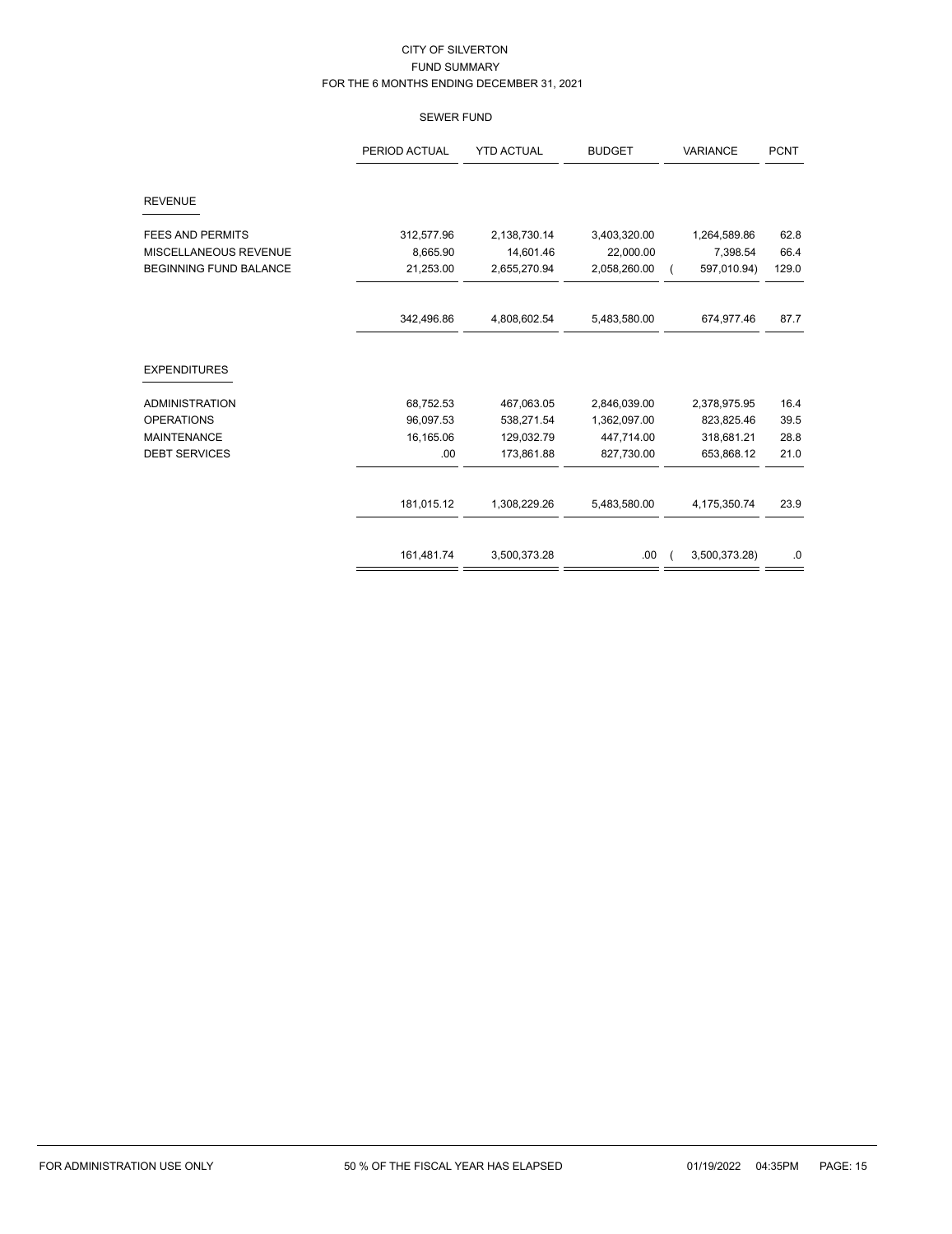CITY OF SILVERTON
FUND SUMMARY
FOR THE 6 MONTHS ENDING DECEMBER 31, 2021

SEWER FUND

| | PERIOD ACTUAL | YTD ACTUAL | BUDGET | VARIANCE | PCNT |
|---|---|---|---|---|---|
| **REVENUE** | | | | | |
| FEES AND PERMITS | 312,577.96 | 2,138,730.14 | 3,403,320.00 | 1,264,589.86 | 62.8 |
| MISCELLANEOUS REVENUE | 8,665.90 | 14,601.46 | 22,000.00 | 7,398.54 | 66.4 |
| BEGINNING FUND BALANCE | 21,253.00 | 2,655,270.94 | 2,058,260.00 | ( 597,010.94) | 129.0 |
| | 342,496.86 | 4,808,602.54 | 5,483,580.00 | 674,977.46 | 87.7 |
| **EXPENDITURES** | | | | | |
| ADMINISTRATION | 68,752.53 | 467,063.05 | 2,846,039.00 | 2,378,975.95 | 16.4 |
| OPERATIONS | 96,097.53 | 538,271.54 | 1,362,097.00 | 823,825.46 | 39.5 |
| MAINTENANCE | 16,165.06 | 129,032.79 | 447,714.00 | 318,681.21 | 28.8 |
| DEBT SERVICES | .00 | 173,861.88 | 827,730.00 | 653,868.12 | 21.0 |
| | 181,015.12 | 1,308,229.26 | 5,483,580.00 | 4,175,350.74 | 23.9 |
| | 161,481.74 | 3,500,373.28 | .00 | ( 3,500,373.28) | .0 |

FOR ADMINISTRATION USE ONLY — 50 % OF THE FISCAL YEAR HAS ELAPSED — 01/19/2022 04:35PM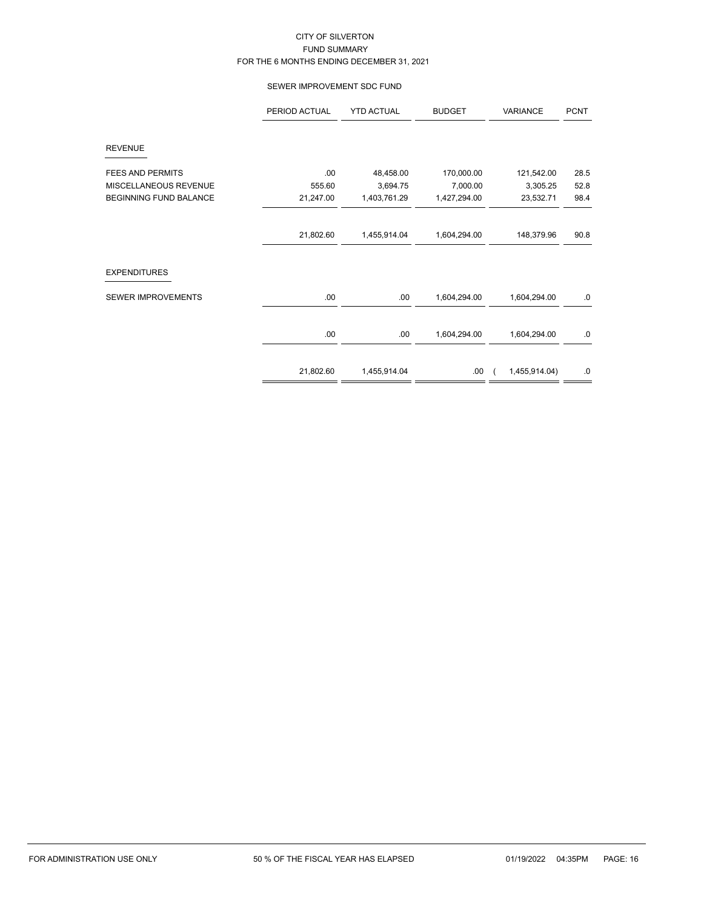CITY OF SILVERTON
FUND SUMMARY
FOR THE 6 MONTHS ENDING DECEMBER 31, 2021

SEWER IMPROVEMENT SDC FUND

| | PERIOD ACTUAL | YTD ACTUAL | BUDGET | VARIANCE | PCNT |
|---|---|---|---|---|---|
| **REVENUE** | | | | | |
| FEES AND PERMITS | .00 | 48,458.00 | 170,000.00 | 121,542.00 | 28.5 |
| MISCELLANEOUS REVENUE | 555.60 | 3,694.75 | 7,000.00 | 3,305.25 | 52.8 |
| BEGINNING FUND BALANCE | 21,247.00 | 1,403,761.29 | 1,427,294.00 | 23,532.71 | 98.4 |
| | 21,802.60 | 1,455,914.04 | 1,604,294.00 | 148,379.96 | 90.8 |
| **EXPENDITURES** | | | | | |
| SEWER IMPROVEMENTS | .00 | .00 | 1,604,294.00 | 1,604,294.00 | .0 |
| | .00 | .00 | 1,604,294.00 | 1,604,294.00 | .0 |
| | 21,802.60 | 1,455,914.04 | .00 | ( 1,455,914.04) | .0 |

FOR ADMINISTRATION USE ONLY 50 % OF THE FISCAL YEAR HAS ELAPSED 01/19/2022 04:35PM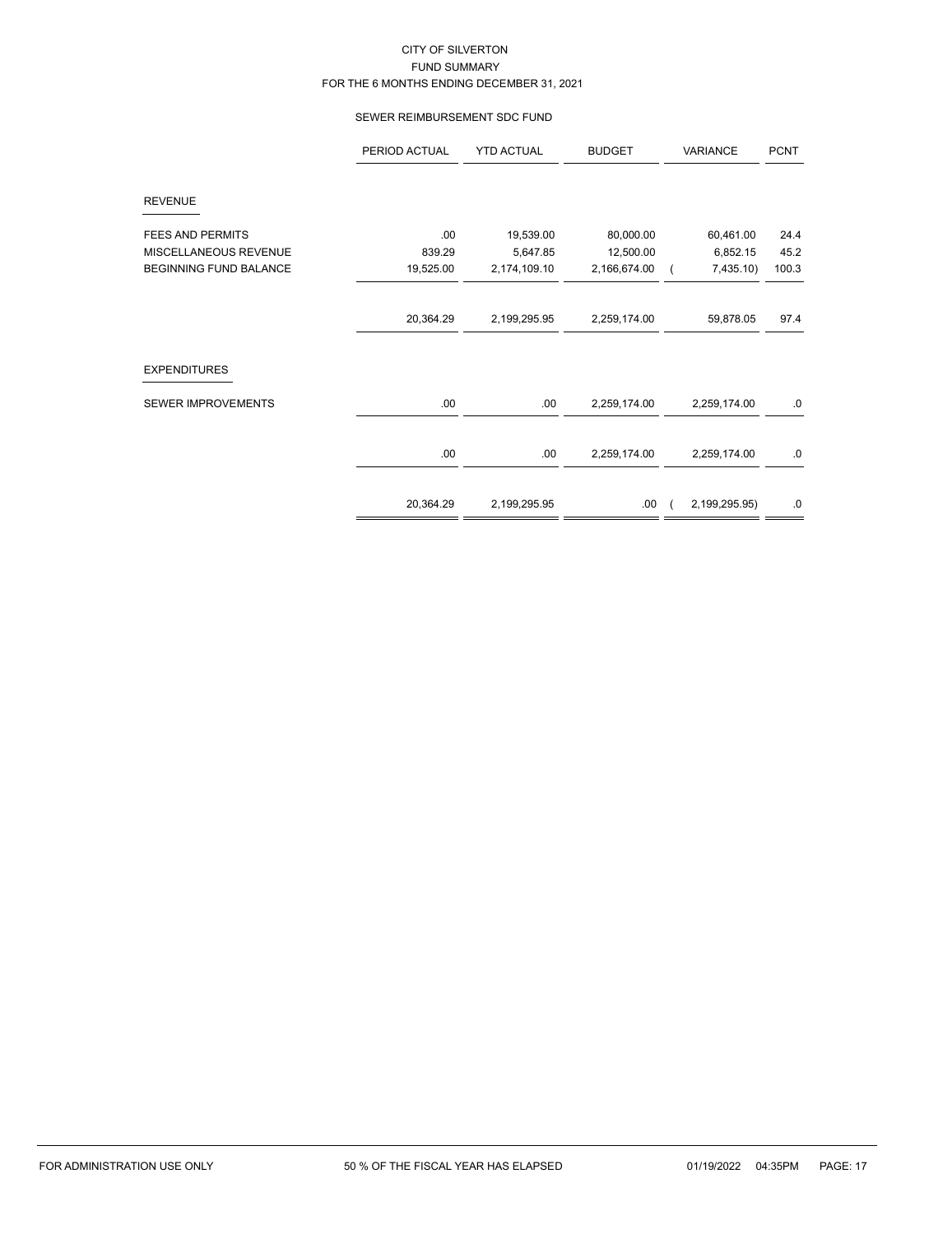# CITY OF SILVERTON

## FUND SUMMARY

### FOR THE 6 MONTHS ENDING DECEMBER 31, 2021

#### SEWER REIMBURSEMENT SDC FUND

| | PERIOD ACTUAL | YTD ACTUAL | BUDGET | VARIANCE | PCNT |
|---|---|---|---|---|---|
| **REVENUE** | | | | | |
| FEES AND PERMITS | .00 | 19,539.00 | 80,000.00 | 60,461.00 | 24.4 |
| MISCELLANEOUS REVENUE | 839.29 | 5,647.85 | 12,500.00 | 6,852.15 | 45.2 |
| BEGINNING FUND BALANCE | 19,525.00 | 2,174,109.10 | 2,166,674.00 | ( 7,435.10) | 100.3 |
| | 20,364.29 | 2,199,295.95 | 2,259,174.00 | 59,878.05 | 97.4 |
| **EXPENDITURES** | | | | | |
| SEWER IMPROVEMENTS | .00 | .00 | 2,259,174.00 | 2,259,174.00 | .0 |
| | .00 | .00 | 2,259,174.00 | 2,259,174.00 | .0 |
| | 20,364.29 | 2,199,295.95 | .00 | ( 2,199,295.95) | .0 |

FOR ADMINISTRATION USE ONLY 50 % OF THE FISCAL YEAR HAS ELAPSED 01/19/2022 04:35PM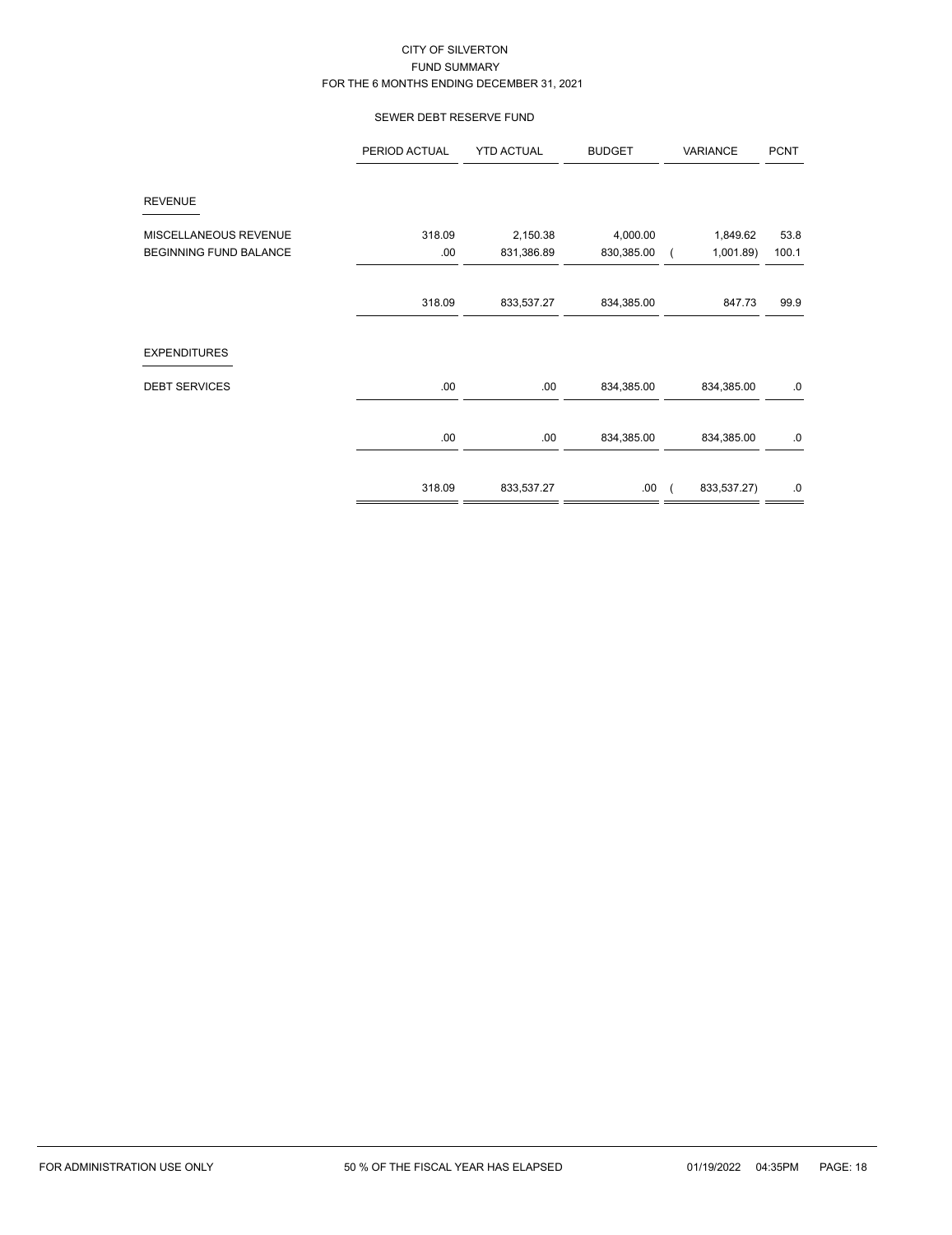# CITY OF SILVERTON

## FUND SUMMARY

### FOR THE 6 MONTHS ENDING DECEMBER 31, 2021

#### SEWER DEBT RESERVE FUND

| | PERIOD ACTUAL | YTD ACTUAL | BUDGET | VARIANCE | PCNT |
|---|---|---|---|---|---|
| **REVENUE** | | | | | |
| MISCELLANEOUS REVENUE | 318.09 | 2,150.38 | 4,000.00 | 1,849.62 | 53.8 |
| BEGINNING FUND BALANCE | .00 | 831,386.89 | 830,385.00 | ( 1,001.89) | 100.1 |
| | 318.09 | 833,537.27 | 834,385.00 | 847.73 | 99.9 |
| **EXPENDITURES** | | | | | |
| DEBT SERVICES | .00 | .00 | 834,385.00 | 834,385.00 | .0 |
| | .00 | .00 | 834,385.00 | 834,385.00 | .0 |
| | 318.09 | 833,537.27 | .00 | ( 833,537.27) | .0 |

FOR ADMINISTRATION USE ONLY — 50 % OF THE FISCAL YEAR HAS ELAPSED — 01/19/2022 04:35PM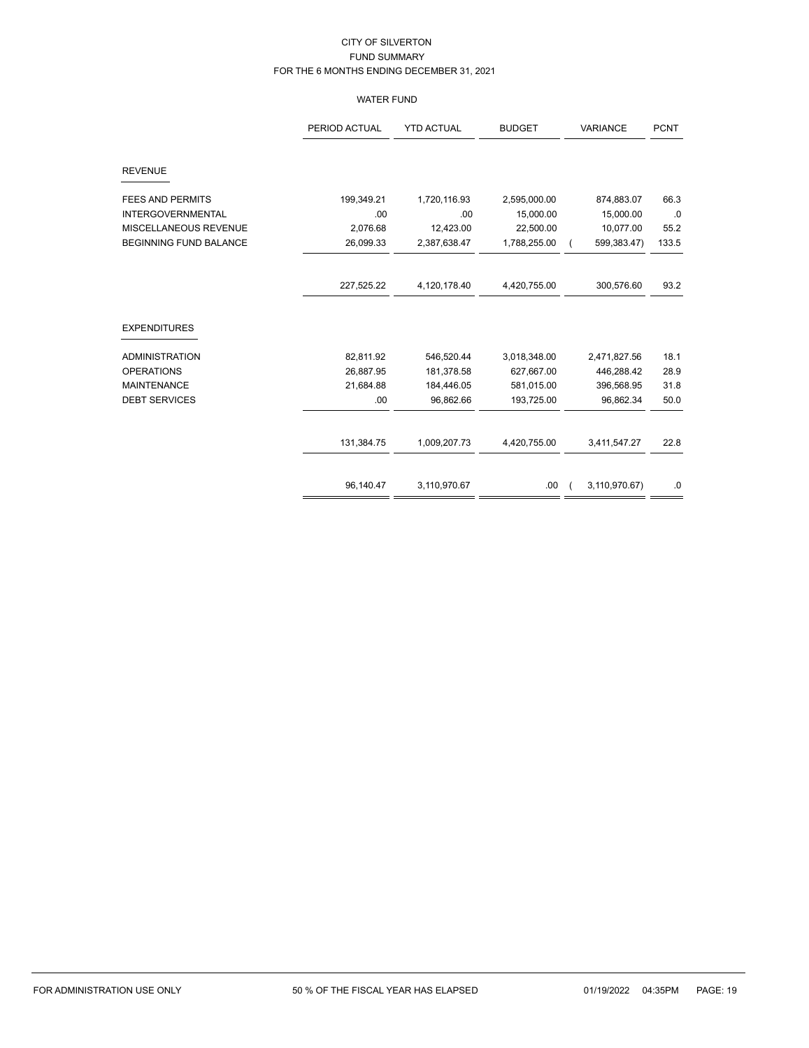CITY OF SILVERTON
FUND SUMMARY
FOR THE 6 MONTHS ENDING DECEMBER 31, 2021

WATER FUND

| | PERIOD ACTUAL | YTD ACTUAL | BUDGET | VARIANCE | PCNT |
|---|---|---|---|---|---|
| REVENUE | | | | | |
| FEES AND PERMITS | 199,349.21 | 1,720,116.93 | 2,595,000.00 | 874,883.07 | 66.3 |
| INTERGOVERNMENTAL | .00 | .00 | 15,000.00 | 15,000.00 | .0 |
| MISCELLANEOUS REVENUE | 2,076.68 | 12,423.00 | 22,500.00 | 10,077.00 | 55.2 |
| BEGINNING FUND BALANCE | 26,099.33 | 2,387,638.47 | 1,788,255.00 | ( 599,383.47) | 133.5 |
| | 227,525.22 | 4,120,178.40 | 4,420,755.00 | 300,576.60 | 93.2 |
| EXPENDITURES | | | | | |
| ADMINISTRATION | 82,811.92 | 546,520.44 | 3,018,348.00 | 2,471,827.56 | 18.1 |
| OPERATIONS | 26,887.95 | 181,378.58 | 627,667.00 | 446,288.42 | 28.9 |
| MAINTENANCE | 21,684.88 | 184,446.05 | 581,015.00 | 396,568.95 | 31.8 |
| DEBT SERVICES | .00 | 96,862.66 | 193,725.00 | 96,862.34 | 50.0 |
| | 131,384.75 | 1,009,207.73 | 4,420,755.00 | 3,411,547.27 | 22.8 |
| | 96,140.47 | 3,110,970.67 | .00 | ( 3,110,970.67) | .0 |

FOR ADMINISTRATION USE ONLY — 50 % OF THE FISCAL YEAR HAS ELAPSED — 01/19/2022 04:35PM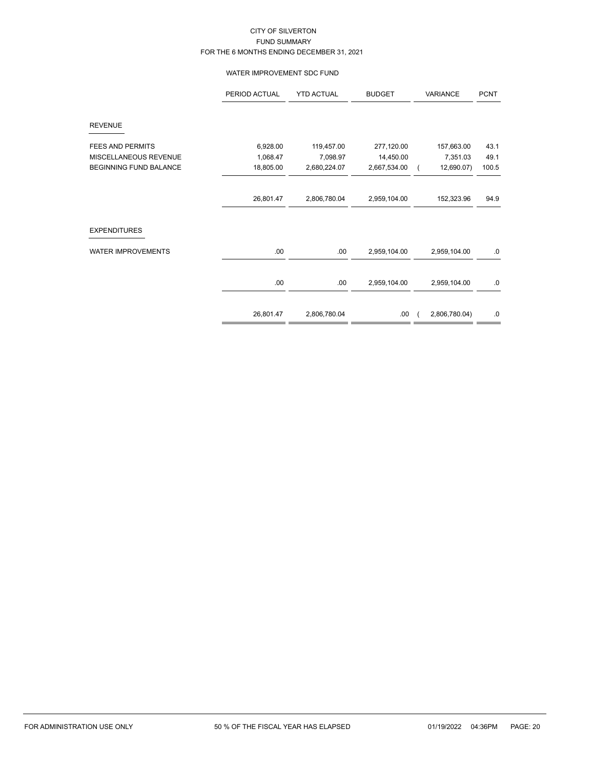CITY OF SILVERTON
FUND SUMMARY
FOR THE 6 MONTHS ENDING DECEMBER 31, 2021

WATER IMPROVEMENT SDC FUND

| | PERIOD ACTUAL | YTD ACTUAL | BUDGET | VARIANCE | PCNT |
|---|---|---|---|---|---|
| **REVENUE** | | | | | |
| FEES AND PERMITS | 6,928.00 | 119,457.00 | 277,120.00 | 157,663.00 | 43.1 |
| MISCELLANEOUS REVENUE | 1,068.47 | 7,098.97 | 14,450.00 | 7,351.03 | 49.1 |
| BEGINNING FUND BALANCE | 18,805.00 | 2,680,224.07 | 2,667,534.00 | ( 12,690.07) | 100.5 |
| | 26,801.47 | 2,806,780.04 | 2,959,104.00 | 152,323.96 | 94.9 |
| **EXPENDITURES** | | | | | |
| WATER IMPROVEMENTS | .00 | .00 | 2,959,104.00 | 2,959,104.00 | .0 |
| | .00 | .00 | 2,959,104.00 | 2,959,104.00 | .0 |
| | 26,801.47 | 2,806,780.04 | .00 | ( 2,806,780.04) | .0 |

FOR ADMINISTRATION USE ONLY — 50 % OF THE FISCAL YEAR HAS ELAPSED — 01/19/2022 04:36PM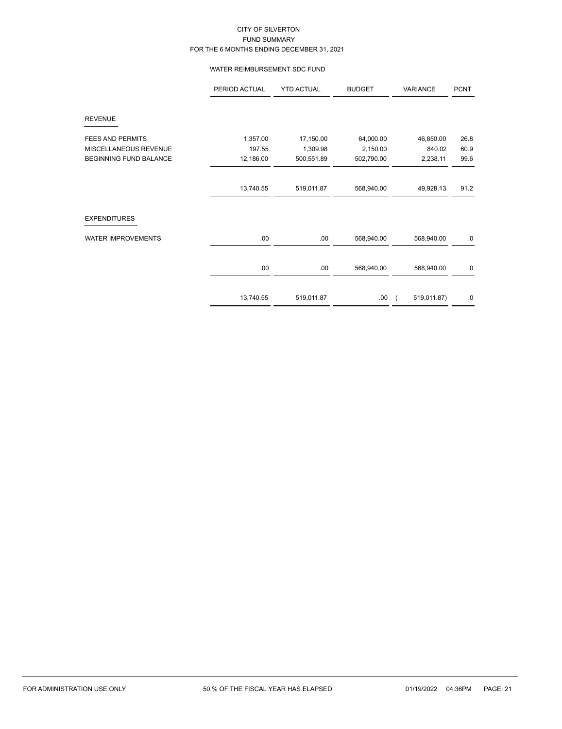CITY OF SILVERTON
FUND SUMMARY
FOR THE 6 MONTHS ENDING DECEMBER 31, 2021

WATER REIMBURSEMENT SDC FUND

| | PERIOD ACTUAL | YTD ACTUAL | BUDGET | VARIANCE | PCNT |
|---|---|---|---|---|---|
| **REVENUE** | | | | | |
| FEES AND PERMITS | 1,357.00 | 17,150.00 | 64,000.00 | 46,850.00 | 26.8 |
| MISCELLANEOUS REVENUE | 197.55 | 1,309.98 | 2,150.00 | 840.02 | 60.9 |
| BEGINNING FUND BALANCE | 12,186.00 | 500,551.89 | 502,790.00 | 2,238.11 | 99.6 |
| | 13,740.55 | 519,011.87 | 568,940.00 | 49,928.13 | 91.2 |
| **EXPENDITURES** | | | | | |
| WATER IMPROVEMENTS | .00 | .00 | 568,940.00 | 568,940.00 | .0 |
| | .00 | .00 | 568,940.00 | 568,940.00 | .0 |
| | 13,740.55 | 519,011.87 | .00 | ( 519,011.87) | .0 |

FOR ADMINISTRATION USE ONLY 50 % OF THE FISCAL YEAR HAS ELAPSED 01/19/2022 04:36PM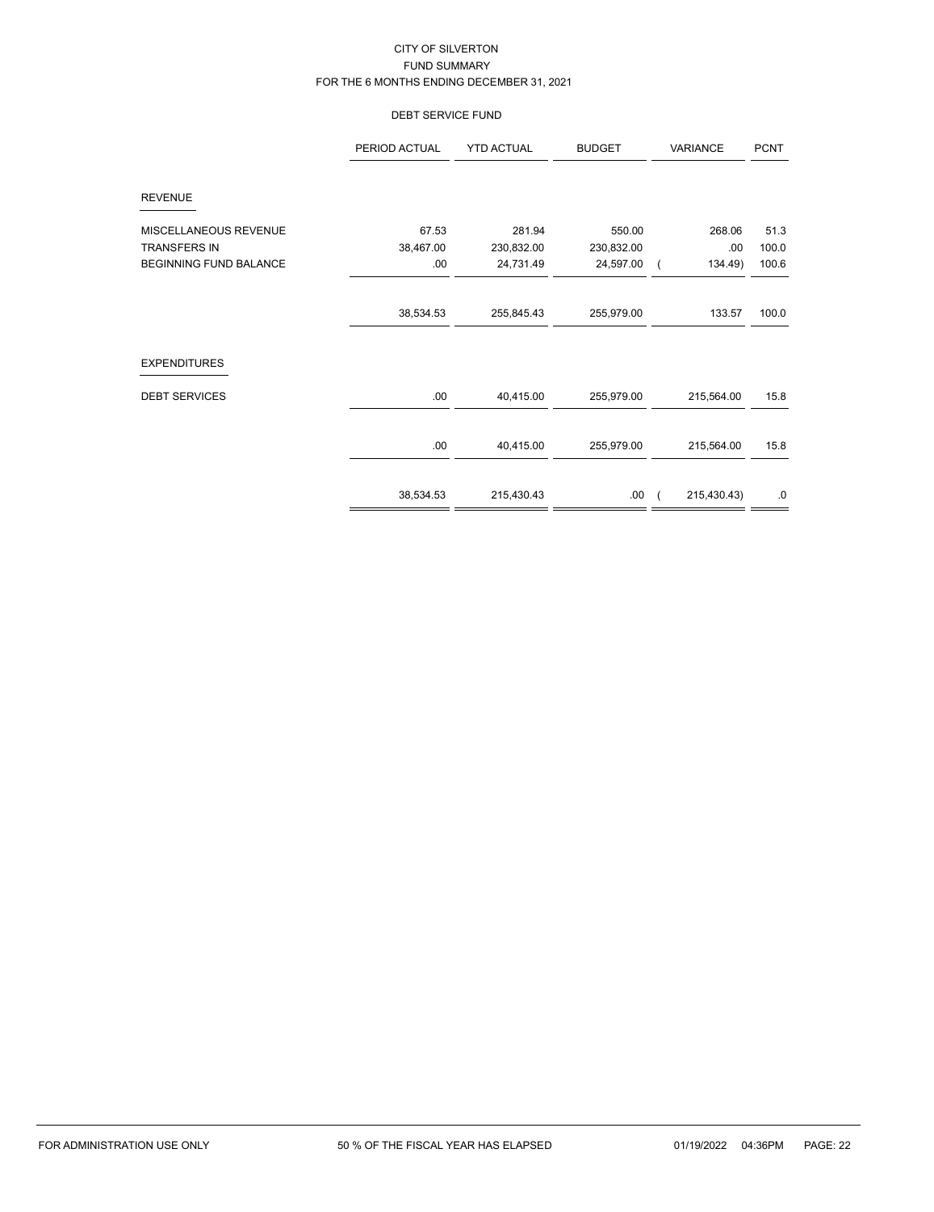CITY OF SILVERTON
FUND SUMMARY
FOR THE 6 MONTHS ENDING DECEMBER 31, 2021

DEBT SERVICE FUND

| | PERIOD ACTUAL | YTD ACTUAL | BUDGET | VARIANCE | PCNT |
|---|---|---|---|---|---|
| **REVENUE** | | | | | |
| MISCELLANEOUS REVENUE | 67.53 | 281.94 | 550.00 | 268.06 | 51.3 |
| TRANSFERS IN | 38,467.00 | 230,832.00 | 230,832.00 | .00 | 100.0 |
| BEGINNING FUND BALANCE | .00 | 24,731.49 | 24,597.00 | ( 134.49) | 100.6 |
| | 38,534.53 | 255,845.43 | 255,979.00 | 133.57 | 100.0 |
| **EXPENDITURES** | | | | | |
| DEBT SERVICES | .00 | 40,415.00 | 255,979.00 | 215,564.00 | 15.8 |
| | .00 | 40,415.00 | 255,979.00 | 215,564.00 | 15.8 |
| | 38,534.53 | 215,430.43 | .00 | ( 215,430.43) | .0 |

FOR ADMINISTRATION USE ONLY 50 % OF THE FISCAL YEAR HAS ELAPSED 01/19/2022 04:36PM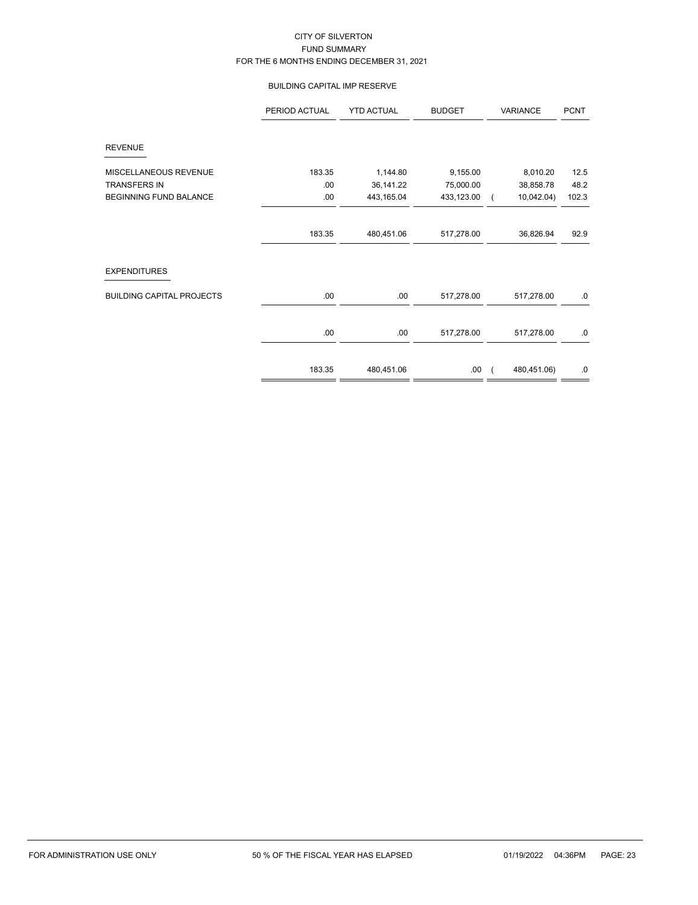CITY OF SILVERTON
FUND SUMMARY
FOR THE 6 MONTHS ENDING DECEMBER 31, 2021

BUILDING CAPITAL IMP RESERVE

| | PERIOD ACTUAL | YTD ACTUAL | BUDGET | VARIANCE | PCNT |
|---|---|---|---|---|---|
| **REVENUE** | | | | | |
| MISCELLANEOUS REVENUE | 183.35 | 1,144.80 | 9,155.00 | 8,010.20 | 12.5 |
| TRANSFERS IN | .00 | 36,141.22 | 75,000.00 | 38,858.78 | 48.2 |
| BEGINNING FUND BALANCE | .00 | 443,165.04 | 433,123.00 | ( 10,042.04) | 102.3 |
| | 183.35 | 480,451.06 | 517,278.00 | 36,826.94 | 92.9 |
| **EXPENDITURES** | | | | | |
| BUILDING CAPITAL PROJECTS | .00 | .00 | 517,278.00 | 517,278.00 | .0 |
| | .00 | .00 | 517,278.00 | 517,278.00 | .0 |
| | 183.35 | 480,451.06 | .00 | ( 480,451.06) | .0 |

FOR ADMINISTRATION USE ONLY　　50 % OF THE FISCAL YEAR HAS ELAPSED　　01/19/2022 04:36PM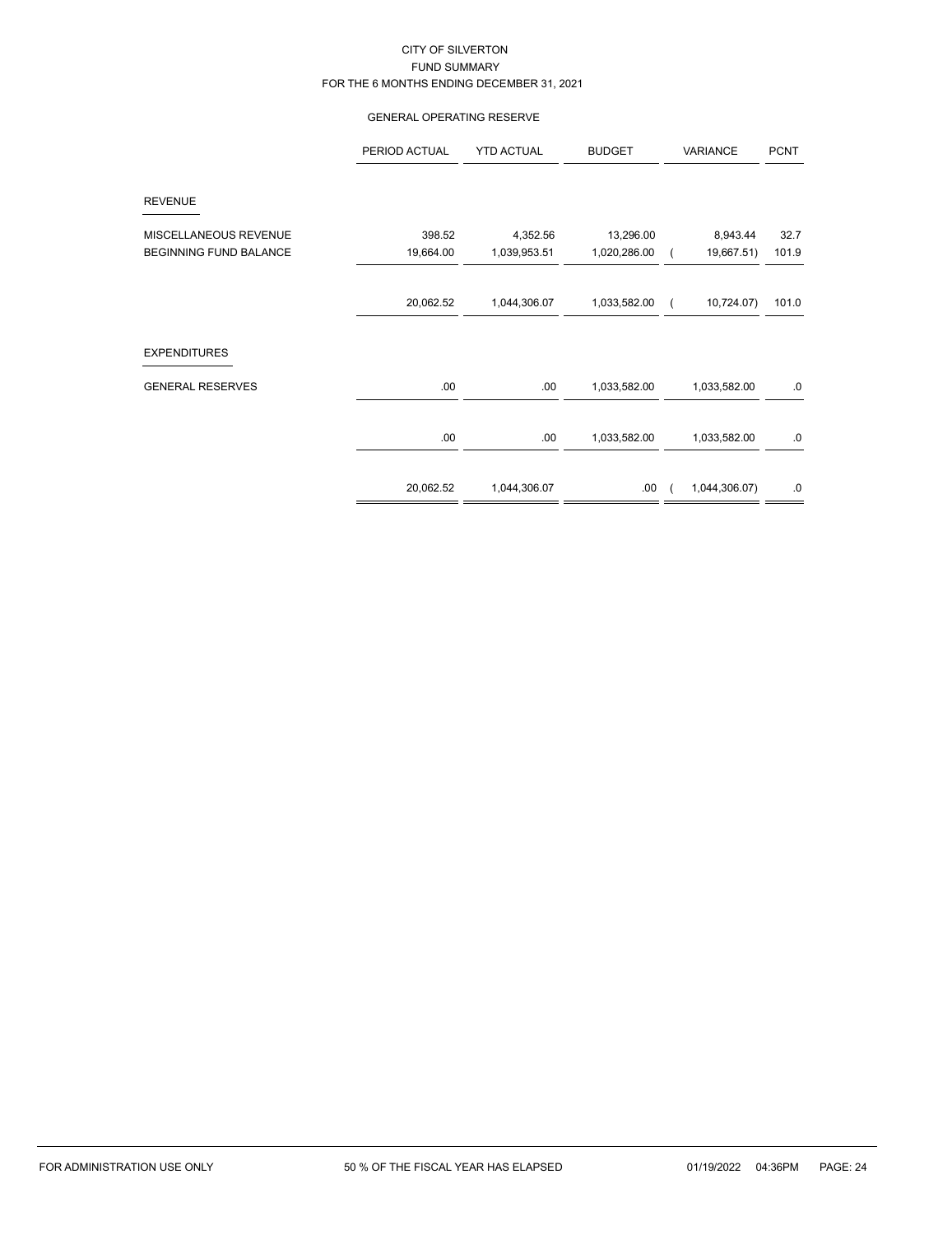# CITY OF SILVERTON

## FUND SUMMARY

### FOR THE 6 MONTHS ENDING DECEMBER 31, 2021

#### GENERAL OPERATING RESERVE

| | PERIOD ACTUAL | YTD ACTUAL | BUDGET | VARIANCE | PCNT |
|---|---|---|---|---|---|
| **REVENUE** | | | | | |
| MISCELLANEOUS REVENUE | 398.52 | 4,352.56 | 13,296.00 | 8,943.44 | 32.7 |
| BEGINNING FUND BALANCE | 19,664.00 | 1,039,953.51 | 1,020,286.00 | ( 19,667.51) | 101.9 |
| | 20,062.52 | 1,044,306.07 | 1,033,582.00 | ( 10,724.07) | 101.0 |
| **EXPENDITURES** | | | | | |
| GENERAL RESERVES | .00 | .00 | 1,033,582.00 | 1,033,582.00 | .0 |
| | .00 | .00 | 1,033,582.00 | 1,033,582.00 | .0 |
| | 20,062.52 | 1,044,306.07 | .00 | ( 1,044,306.07) | .0 |

FOR ADMINISTRATION USE ONLY — 50 % OF THE FISCAL YEAR HAS ELAPSED — 01/19/2022 04:36PM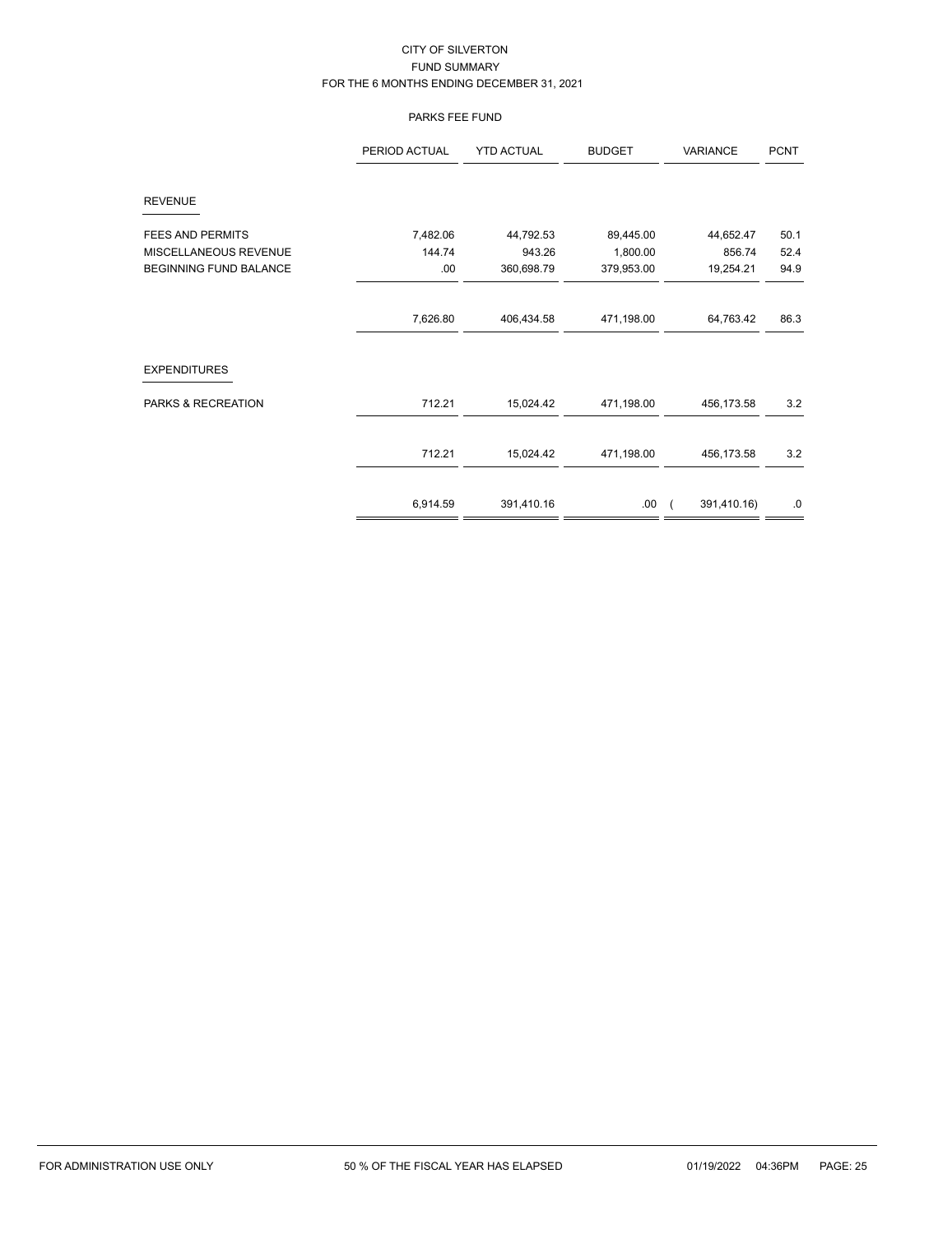CITY OF SILVERTON
FUND SUMMARY
FOR THE 6 MONTHS ENDING DECEMBER 31, 2021

PARKS FEE FUND

| | PERIOD ACTUAL | YTD ACTUAL | BUDGET | VARIANCE | PCNT |
|---|---|---|---|---|---|
| **REVENUE** | | | | | |
| FEES AND PERMITS | 7,482.06 | 44,792.53 | 89,445.00 | 44,652.47 | 50.1 |
| MISCELLANEOUS REVENUE | 144.74 | 943.26 | 1,800.00 | 856.74 | 52.4 |
| BEGINNING FUND BALANCE | .00 | 360,698.79 | 379,953.00 | 19,254.21 | 94.9 |
| | 7,626.80 | 406,434.58 | 471,198.00 | 64,763.42 | 86.3 |
| **EXPENDITURES** | | | | | |
| PARKS & RECREATION | 712.21 | 15,024.42 | 471,198.00 | 456,173.58 | 3.2 |
| | 712.21 | 15,024.42 | 471,198.00 | 456,173.58 | 3.2 |
| | 6,914.59 | 391,410.16 | .00 | ( 391,410.16) | .0 |

FOR ADMINISTRATION USE ONLY　　50 % OF THE FISCAL YEAR HAS ELAPSED　　01/19/2022 04:36PM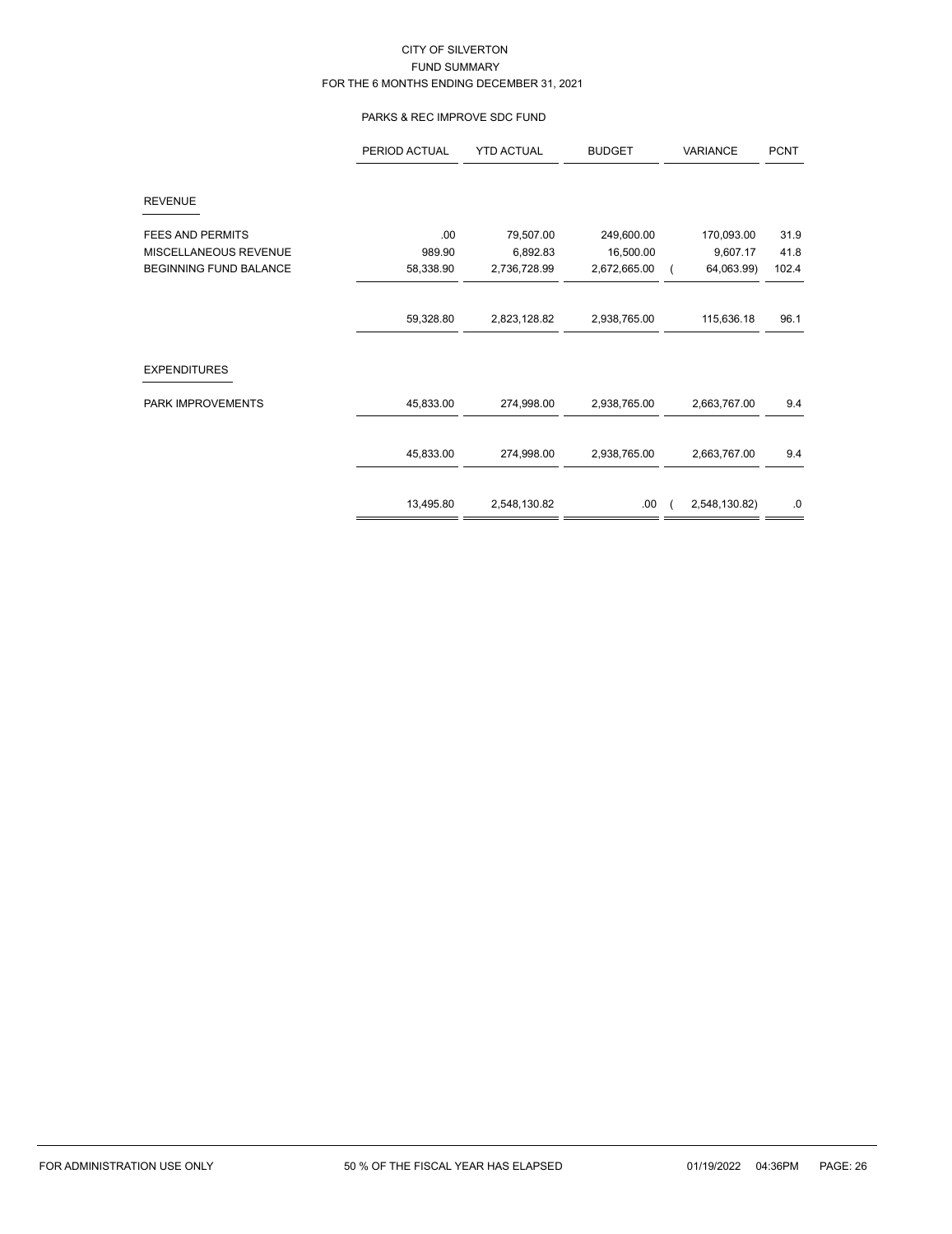CITY OF SILVERTON
FUND SUMMARY
FOR THE 6 MONTHS ENDING DECEMBER 31, 2021

PARKS & REC IMPROVE SDC FUND

| | PERIOD ACTUAL | YTD ACTUAL | BUDGET | VARIANCE | PCNT |
|---|---|---|---|---|---|
| **REVENUE** | | | | | |
| FEES AND PERMITS | .00 | 79,507.00 | 249,600.00 | 170,093.00 | 31.9 |
| MISCELLANEOUS REVENUE | 989.90 | 6,892.83 | 16,500.00 | 9,607.17 | 41.8 |
| BEGINNING FUND BALANCE | 58,338.90 | 2,736,728.99 | 2,672,665.00 | ( 64,063.99) | 102.4 |
| | 59,328.80 | 2,823,128.82 | 2,938,765.00 | 115,636.18 | 96.1 |
| **EXPENDITURES** | | | | | |
| PARK IMPROVEMENTS | 45,833.00 | 274,998.00 | 2,938,765.00 | 2,663,767.00 | 9.4 |
| | 45,833.00 | 274,998.00 | 2,938,765.00 | 2,663,767.00 | 9.4 |
| | 13,495.80 | 2,548,130.82 | .00 | ( 2,548,130.82) | .0 |

FOR ADMINISTRATION USE ONLY — 50 % OF THE FISCAL YEAR HAS ELAPSED — 01/19/2022 04:36PM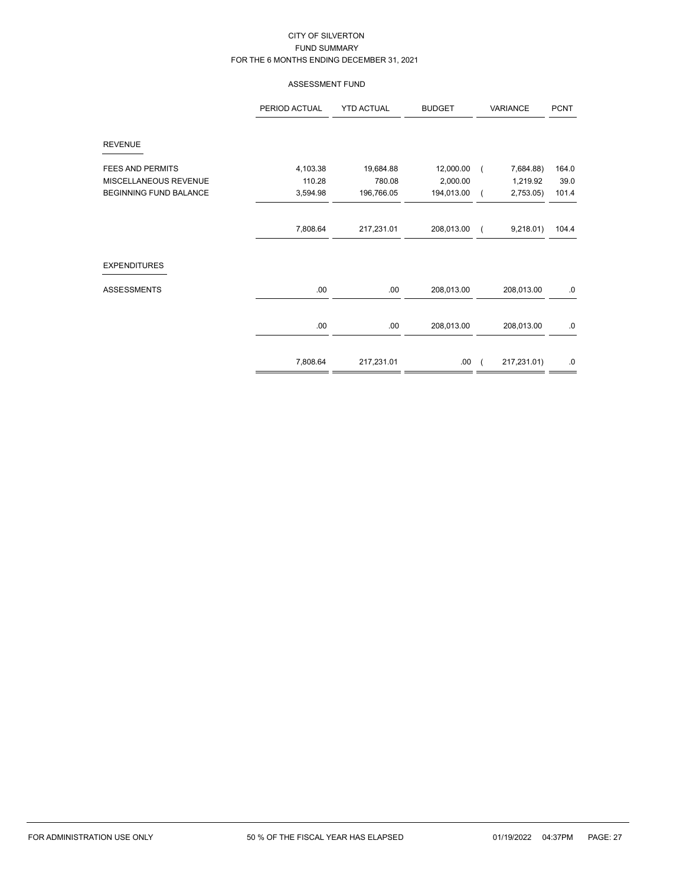CITY OF SILVERTON
FUND SUMMARY
FOR THE 6 MONTHS ENDING DECEMBER 31, 2021

ASSESSMENT FUND

| | PERIOD ACTUAL | YTD ACTUAL | BUDGET | VARIANCE | PCNT |
|---|---|---|---|---|---|
| **REVENUE** | | | | | |
| FEES AND PERMITS | 4,103.38 | 19,684.88 | 12,000.00 | ( 7,684.88) | 164.0 |
| MISCELLANEOUS REVENUE | 110.28 | 780.08 | 2,000.00 | 1,219.92 | 39.0 |
| BEGINNING FUND BALANCE | 3,594.98 | 196,766.05 | 194,013.00 | ( 2,753.05) | 101.4 |
| | 7,808.64 | 217,231.01 | 208,013.00 | ( 9,218.01) | 104.4 |
| **EXPENDITURES** | | | | | |
| ASSESSMENTS | .00 | .00 | 208,013.00 | 208,013.00 | .0 |
| | .00 | .00 | 208,013.00 | 208,013.00 | .0 |
| | 7,808.64 | 217,231.01 | .00 | ( 217,231.01) | .0 |

FOR ADMINISTRATION USE ONLY — 50 % OF THE FISCAL YEAR HAS ELAPSED — 01/19/2022 04:37PM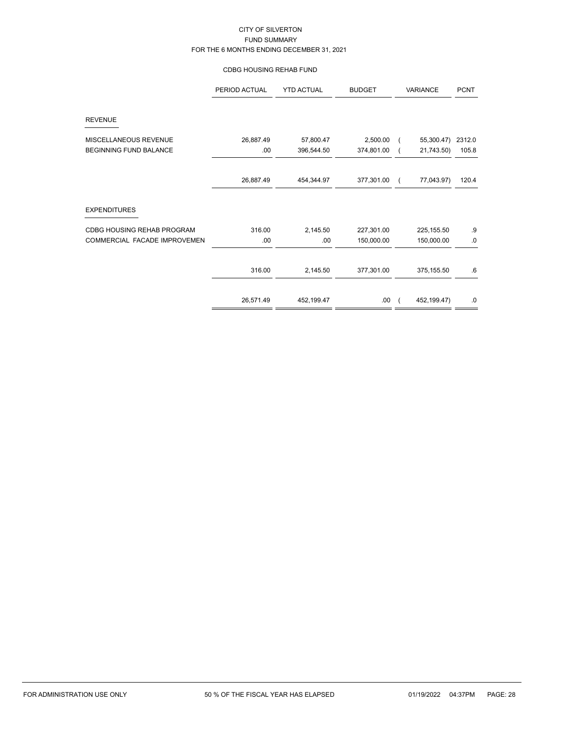CITY OF SILVERTON
FUND SUMMARY
FOR THE 6 MONTHS ENDING DECEMBER 31, 2021

CDBG HOUSING REHAB FUND

| | PERIOD ACTUAL | YTD ACTUAL | BUDGET | VARIANCE | PCNT |
|---|---|---|---|---|---|
| **REVENUE** | | | | | |
| MISCELLANEOUS REVENUE | 26,887.49 | 57,800.47 | 2,500.00 | ( 55,300.47) | 2312.0 |
| BEGINNING FUND BALANCE | .00 | 396,544.50 | 374,801.00 | ( 21,743.50) | 105.8 |
| | 26,887.49 | 454,344.97 | 377,301.00 | ( 77,043.97) | 120.4 |
| **EXPENDITURES** | | | | | |
| CDBG HOUSING REHAB PROGRAM | 316.00 | 2,145.50 | 227,301.00 | 225,155.50 | .9 |
| COMMERCIAL FACADE IMPROVEMEN | .00 | .00 | 150,000.00 | 150,000.00 | .0 |
| | 316.00 | 2,145.50 | 377,301.00 | 375,155.50 | .6 |
| | 26,571.49 | 452,199.47 | .00 | ( 452,199.47) | .0 |

FOR ADMINISTRATION USE ONLY 50 % OF THE FISCAL YEAR HAS ELAPSED 01/19/2022 04:37PM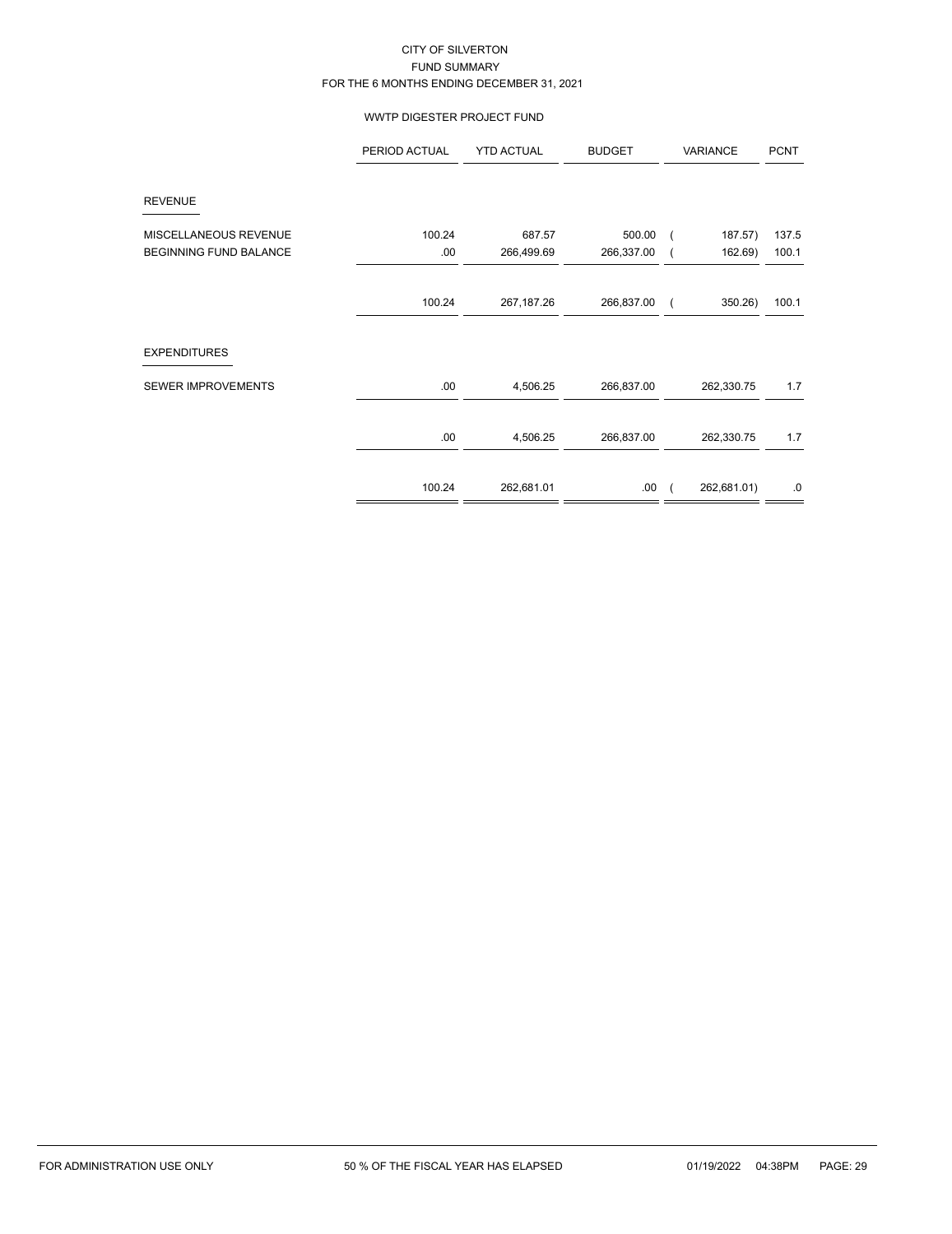CITY OF SILVERTON
FUND SUMMARY
FOR THE 6 MONTHS ENDING DECEMBER 31, 2021

WWTP DIGESTER PROJECT FUND

| | PERIOD ACTUAL | YTD ACTUAL | BUDGET | VARIANCE | PCNT |
|---|---|---|---|---|---|
| **REVENUE** | | | | | |
| MISCELLANEOUS REVENUE | 100.24 | 687.57 | 500.00 | ( 187.57) | 137.5 |
| BEGINNING FUND BALANCE | .00 | 266,499.69 | 266,337.00 | ( 162.69) | 100.1 |
| | 100.24 | 267,187.26 | 266,837.00 | ( 350.26) | 100.1 |
| **EXPENDITURES** | | | | | |
| SEWER IMPROVEMENTS | .00 | 4,506.25 | 266,837.00 | 262,330.75 | 1.7 |
| | .00 | 4,506.25 | 266,837.00 | 262,330.75 | 1.7 |
| | 100.24 | 262,681.01 | .00 | ( 262,681.01) | .0 |

FOR ADMINISTRATION USE ONLY — 50 % OF THE FISCAL YEAR HAS ELAPSED — 01/19/2022 04:38PM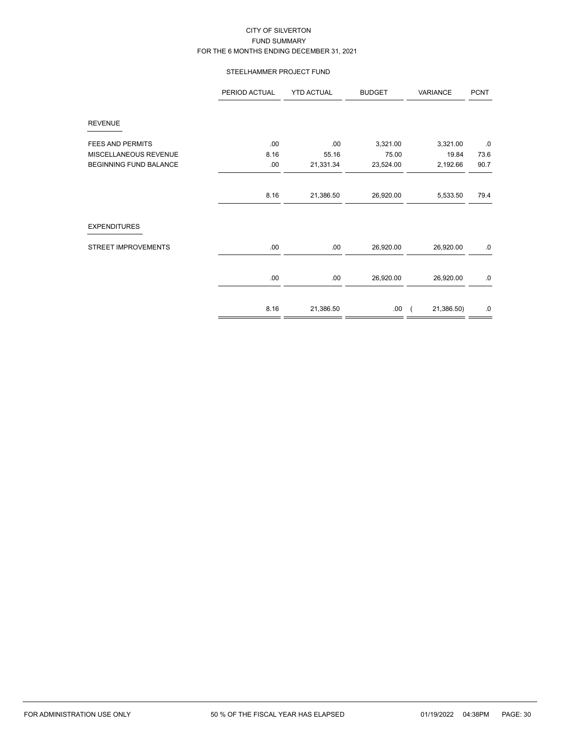CITY OF SILVERTON
FUND SUMMARY
FOR THE 6 MONTHS ENDING DECEMBER 31, 2021

STEELHAMMER PROJECT FUND

| | PERIOD ACTUAL | YTD ACTUAL | BUDGET | VARIANCE | PCNT |
|---|---|---|---|---|---|
| **REVENUE** | | | | | |
| FEES AND PERMITS | .00 | .00 | 3,321.00 | 3,321.00 | .0 |
| MISCELLANEOUS REVENUE | 8.16 | 55.16 | 75.00 | 19.84 | 73.6 |
| BEGINNING FUND BALANCE | .00 | 21,331.34 | 23,524.00 | 2,192.66 | 90.7 |
| | 8.16 | 21,386.50 | 26,920.00 | 5,533.50 | 79.4 |
| **EXPENDITURES** | | | | | |
| STREET IMPROVEMENTS | .00 | .00 | 26,920.00 | 26,920.00 | .0 |
| | .00 | .00 | 26,920.00 | 26,920.00 | .0 |
| | 8.16 | 21,386.50 | .00 | ( 21,386.50) | .0 |

FOR ADMINISTRATION USE ONLY 50 % OF THE FISCAL YEAR HAS ELAPSED 01/19/2022 04:38PM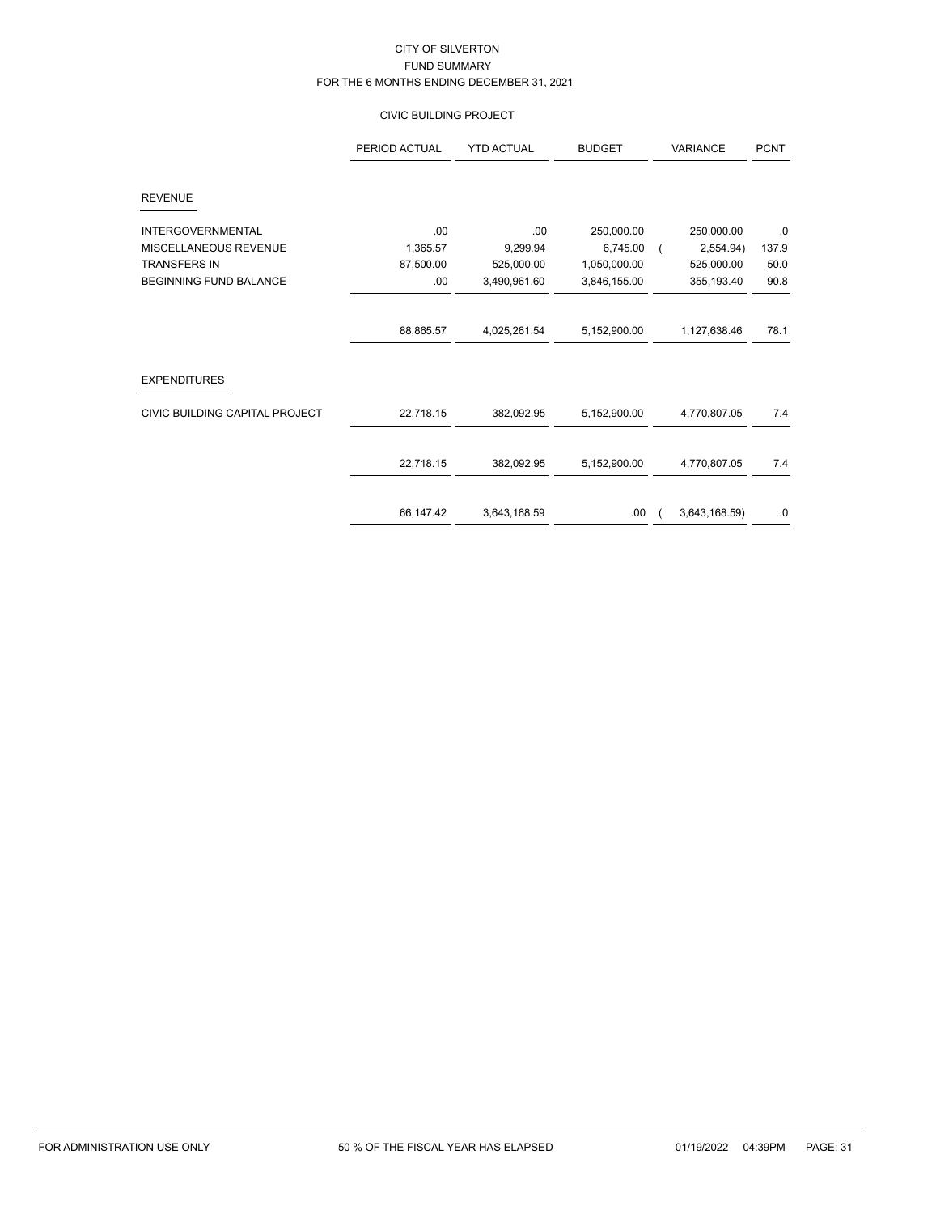CITY OF SILVERTON
FUND SUMMARY
FOR THE 6 MONTHS ENDING DECEMBER 31, 2021

CIVIC BUILDING PROJECT

| | PERIOD ACTUAL | YTD ACTUAL | BUDGET | VARIANCE | PCNT |
|---|---|---|---|---|---|
| **REVENUE** | | | | | |
| INTERGOVERNMENTAL | .00 | .00 | 250,000.00 | 250,000.00 | .0 |
| MISCELLANEOUS REVENUE | 1,365.57 | 9,299.94 | 6,745.00 | ( 2,554.94) | 137.9 |
| TRANSFERS IN | 87,500.00 | 525,000.00 | 1,050,000.00 | 525,000.00 | 50.0 |
| BEGINNING FUND BALANCE | .00 | 3,490,961.60 | 3,846,155.00 | 355,193.40 | 90.8 |
| | 88,865.57 | 4,025,261.54 | 5,152,900.00 | 1,127,638.46 | 78.1 |
| **EXPENDITURES** | | | | | |
| CIVIC BUILDING CAPITAL PROJECT | 22,718.15 | 382,092.95 | 5,152,900.00 | 4,770,807.05 | 7.4 |
| | 22,718.15 | 382,092.95 | 5,152,900.00 | 4,770,807.05 | 7.4 |
| | 66,147.42 | 3,643,168.59 | .00 | ( 3,643,168.59) | .0 |

FOR ADMINISTRATION USE ONLY | 50 % OF THE FISCAL YEAR HAS ELAPSED | 01/19/2022 04:39PM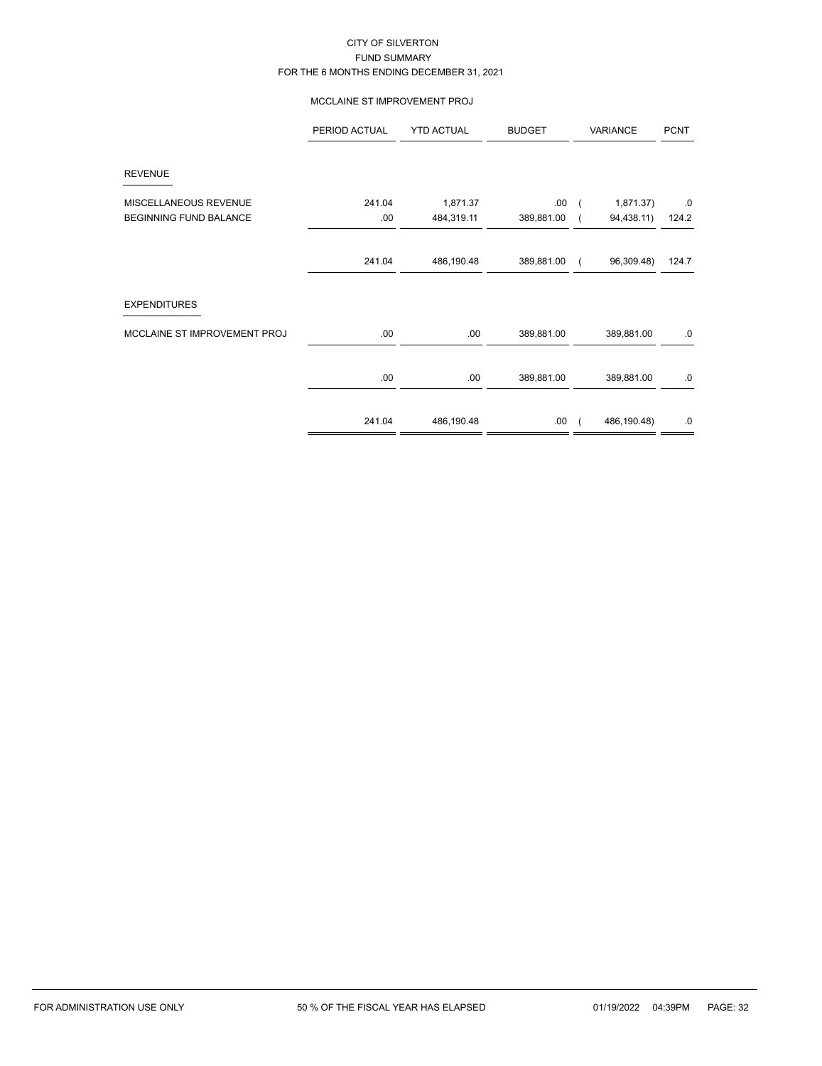# CITY OF SILVERTON
## FUND SUMMARY
### FOR THE 6 MONTHS ENDING DECEMBER 31, 2021

#### MCCLAINE ST IMPROVEMENT PROJ

| | PERIOD ACTUAL | YTD ACTUAL | BUDGET | VARIANCE | PCNT |
|---|---|---|---|---|---|
| **REVENUE** | | | | | |
| MISCELLANEOUS REVENUE | 241.04 | 1,871.37 | .00 | ( 1,871.37) | .0 |
| BEGINNING FUND BALANCE | .00 | 484,319.11 | 389,881.00 | ( 94,438.11) | 124.2 |
| | 241.04 | 486,190.48 | 389,881.00 | ( 96,309.48) | 124.7 |
| **EXPENDITURES** | | | | | |
| MCCLAINE ST IMPROVEMENT PROJ | .00 | .00 | 389,881.00 | 389,881.00 | .0 |
| | .00 | .00 | 389,881.00 | 389,881.00 | .0 |
| | 241.04 | 486,190.48 | .00 | ( 486,190.48) | .0 |

FOR ADMINISTRATION USE ONLY — 50 % OF THE FISCAL YEAR HAS ELAPSED — 01/19/2022 04:39PM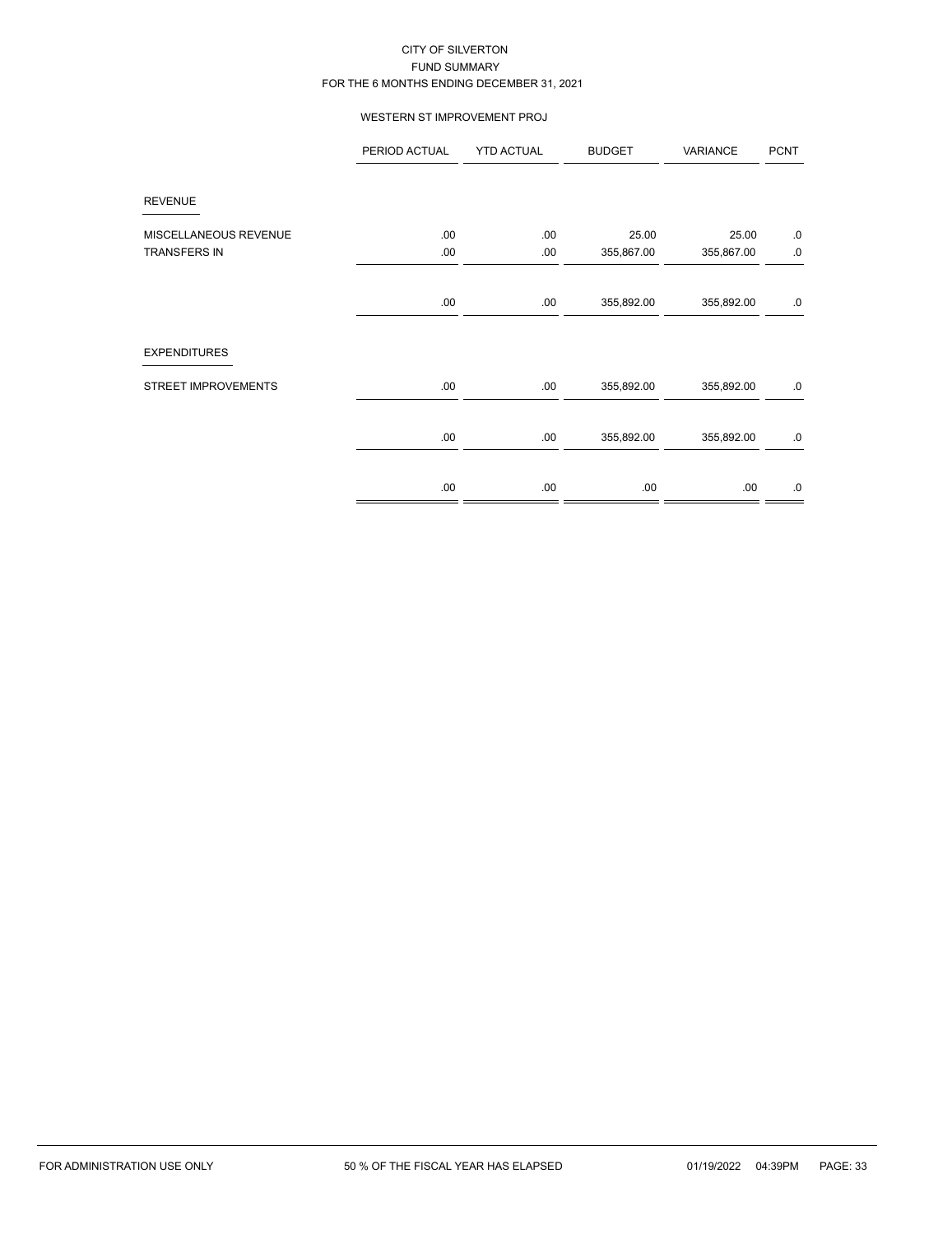CITY OF SILVERTON
FUND SUMMARY
FOR THE 6 MONTHS ENDING DECEMBER 31, 2021

WESTERN ST IMPROVEMENT PROJ

| | PERIOD ACTUAL | YTD ACTUAL | BUDGET | VARIANCE | PCNT |
|---|---|---|---|---|---|
| **REVENUE** | | | | | |
| MISCELLANEOUS REVENUE | .00 | .00 | 25.00 | 25.00 | .0 |
| TRANSFERS IN | .00 | .00 | 355,867.00 | 355,867.00 | .0 |
| | .00 | .00 | 355,892.00 | 355,892.00 | .0 |
| **EXPENDITURES** | | | | | |
| STREET IMPROVEMENTS | .00 | .00 | 355,892.00 | 355,892.00 | .0 |
| | .00 | .00 | 355,892.00 | 355,892.00 | .0 |
| | .00 | .00 | .00 | .00 | .0 |

FOR ADMINISTRATION USE ONLY    50 % OF THE FISCAL YEAR HAS ELAPSED    01/19/2022 04:39PM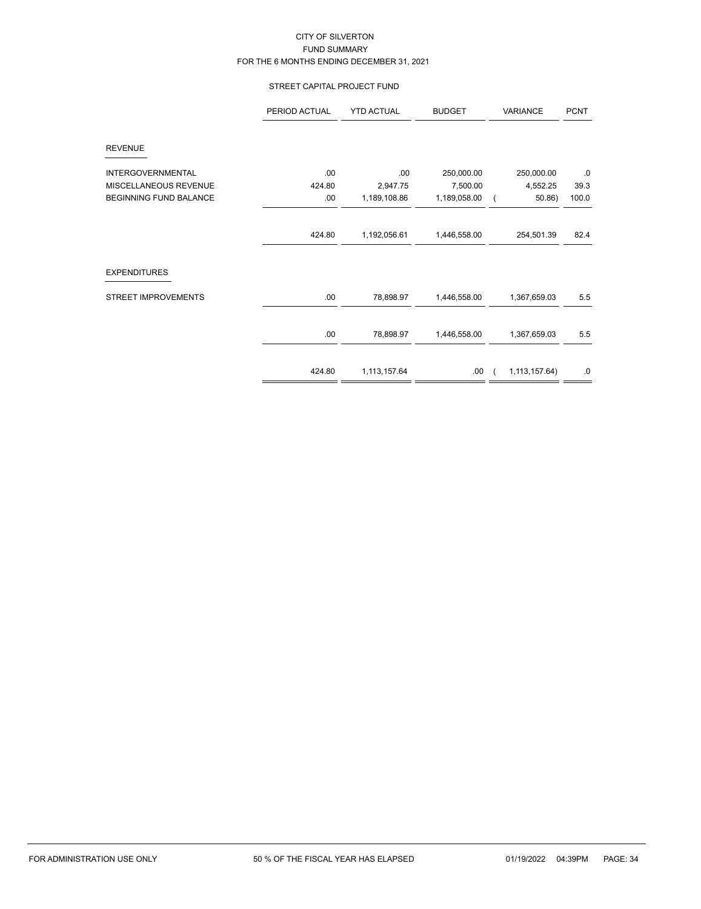CITY OF SILVERTON

FUND SUMMARY

FOR THE 6 MONTHS ENDING DECEMBER 31, 2021

STREET CAPITAL PROJECT FUND

| | PERIOD ACTUAL | YTD ACTUAL | BUDGET | VARIANCE | PCNT |
|---|---|---|---|---|---|
| **REVENUE** | | | | | |
| INTERGOVERNMENTAL | .00 | .00 | 250,000.00 | 250,000.00 | .0 |
| MISCELLANEOUS REVENUE | 424.80 | 2,947.75 | 7,500.00 | 4,552.25 | 39.3 |
| BEGINNING FUND BALANCE | .00 | 1,189,108.86 | 1,189,058.00 | ( 50.86) | 100.0 |
| | 424.80 | 1,192,056.61 | 1,446,558.00 | 254,501.39 | 82.4 |
| **EXPENDITURES** | | | | | |
| STREET IMPROVEMENTS | .00 | 78,898.97 | 1,446,558.00 | 1,367,659.03 | 5.5 |
| | .00 | 78,898.97 | 1,446,558.00 | 1,367,659.03 | 5.5 |
| | 424.80 | 1,113,157.64 | .00 | ( 1,113,157.64) | .0 |

FOR ADMINISTRATION USE ONLY 50 % OF THE FISCAL YEAR HAS ELAPSED 01/19/2022 04:39PM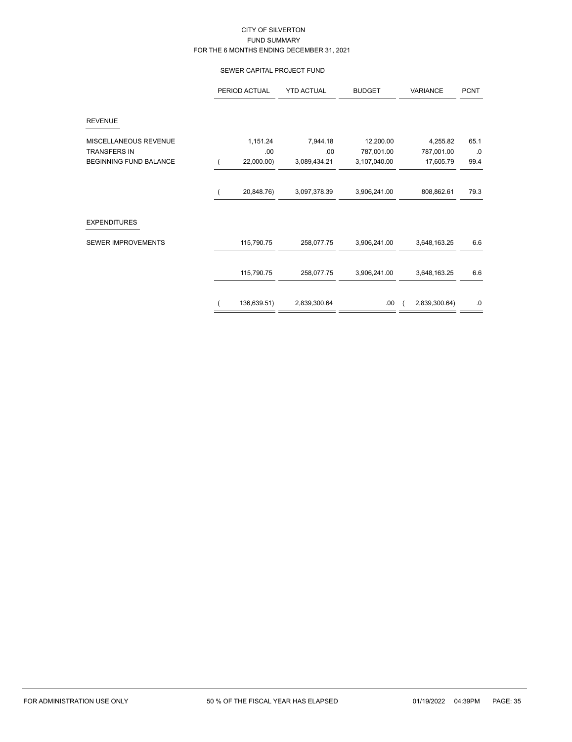CITY OF SILVERTON
FUND SUMMARY
FOR THE 6 MONTHS ENDING DECEMBER 31, 2021

SEWER CAPITAL PROJECT FUND

| | PERIOD ACTUAL | YTD ACTUAL | BUDGET | VARIANCE | PCNT |
|---|---|---|---|---|---|
| **REVENUE** | | | | | |
| MISCELLANEOUS REVENUE | 1,151.24 | 7,944.18 | 12,200.00 | 4,255.82 | 65.1 |
| TRANSFERS IN | .00 | .00 | 787,001.00 | 787,001.00 | .0 |
| BEGINNING FUND BALANCE | ( 22,000.00) | 3,089,434.21 | 3,107,040.00 | 17,605.79 | 99.4 |
| | ( 20,848.76) | 3,097,378.39 | 3,906,241.00 | 808,862.61 | 79.3 |
| **EXPENDITURES** | | | | | |
| SEWER IMPROVEMENTS | 115,790.75 | 258,077.75 | 3,906,241.00 | 3,648,163.25 | 6.6 |
| | 115,790.75 | 258,077.75 | 3,906,241.00 | 3,648,163.25 | 6.6 |
| | ( 136,639.51) | 2,839,300.64 | .00 | ( 2,839,300.64) | .0 |

FOR ADMINISTRATION USE ONLY    50 % OF THE FISCAL YEAR HAS ELAPSED    01/19/2022 04:39PM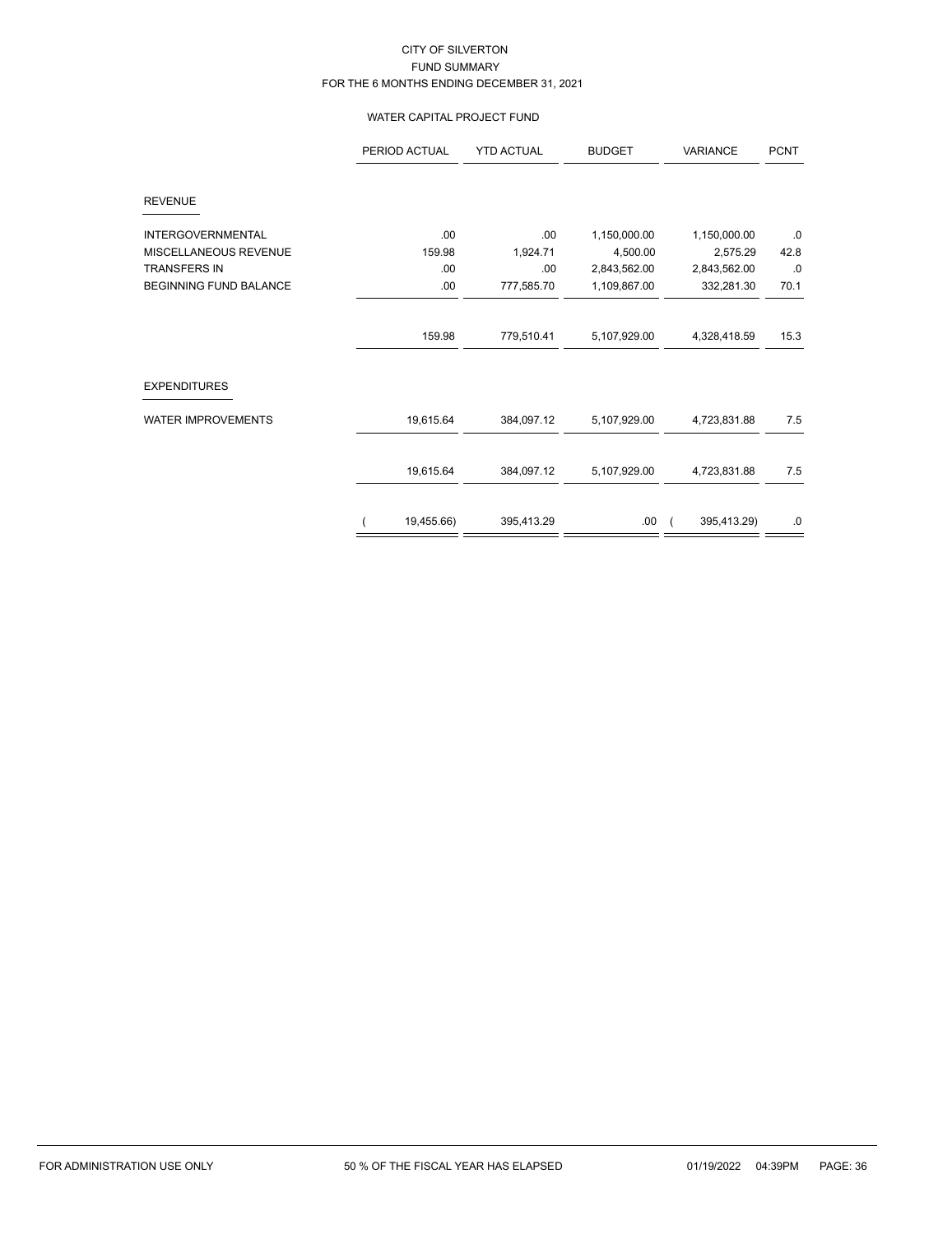CITY OF SILVERTON
FUND SUMMARY
FOR THE 6 MONTHS ENDING DECEMBER 31, 2021

WATER CAPITAL PROJECT FUND

| | PERIOD ACTUAL | YTD ACTUAL | BUDGET | VARIANCE | PCNT |
|---|---|---|---|---|---|
| **REVENUE** | | | | | |
| INTERGOVERNMENTAL | .00 | .00 | 1,150,000.00 | 1,150,000.00 | .0 |
| MISCELLANEOUS REVENUE | 159.98 | 1,924.71 | 4,500.00 | 2,575.29 | 42.8 |
| TRANSFERS IN | .00 | .00 | 2,843,562.00 | 2,843,562.00 | .0 |
| BEGINNING FUND BALANCE | .00 | 777,585.70 | 1,109,867.00 | 332,281.30 | 70.1 |
| | 159.98 | 779,510.41 | 5,107,929.00 | 4,328,418.59 | 15.3 |
| **EXPENDITURES** | | | | | |
| WATER IMPROVEMENTS | 19,615.64 | 384,097.12 | 5,107,929.00 | 4,723,831.88 | 7.5 |
| | 19,615.64 | 384,097.12 | 5,107,929.00 | 4,723,831.88 | 7.5 |
| | ( 19,455.66) | 395,413.29 | .00 | ( 395,413.29) | .0 |

FOR ADMINISTRATION USE ONLY    50 % OF THE FISCAL YEAR HAS ELAPSED    01/19/2022 04:39PM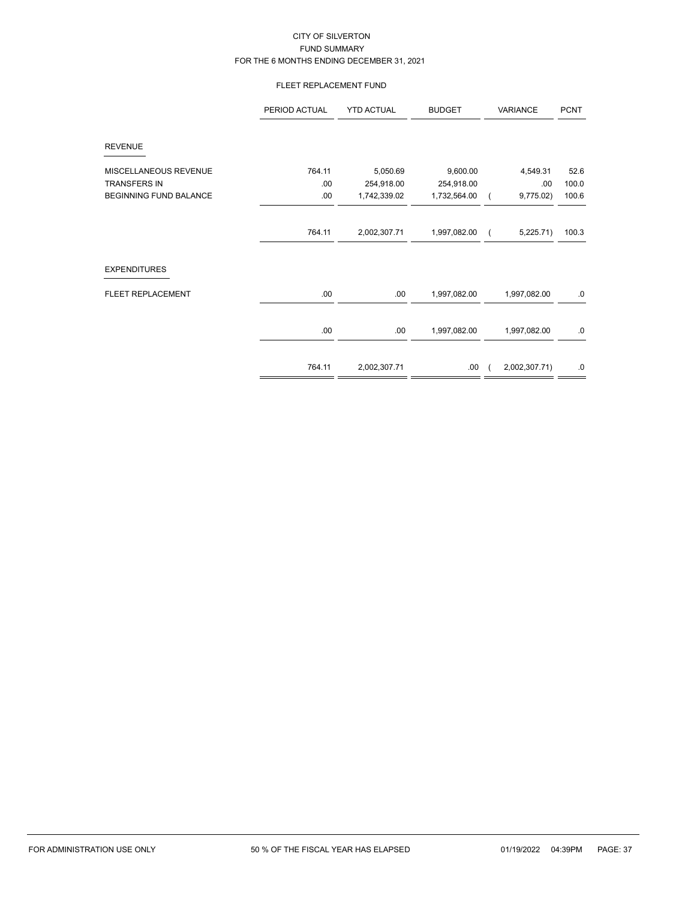CITY OF SILVERTON
FUND SUMMARY
FOR THE 6 MONTHS ENDING DECEMBER 31, 2021

FLEET REPLACEMENT FUND

| | PERIOD ACTUAL | YTD ACTUAL | BUDGET | VARIANCE | PCNT |
|---|---|---|---|---|---|
| **REVENUE** | | | | | |
| MISCELLANEOUS REVENUE | 764.11 | 5,050.69 | 9,600.00 | 4,549.31 | 52.6 |
| TRANSFERS IN | .00 | 254,918.00 | 254,918.00 | .00 | 100.0 |
| BEGINNING FUND BALANCE | .00 | 1,742,339.02 | 1,732,564.00 | ( 9,775.02) | 100.6 |
| | 764.11 | 2,002,307.71 | 1,997,082.00 | ( 5,225.71) | 100.3 |
| **EXPENDITURES** | | | | | |
| FLEET REPLACEMENT | .00 | .00 | 1,997,082.00 | 1,997,082.00 | .0 |
| | .00 | .00 | 1,997,082.00 | 1,997,082.00 | .0 |
| | 764.11 | 2,002,307.71 | .00 | ( 2,002,307.71) | .0 |

FOR ADMINISTRATION USE ONLY 50 % OF THE FISCAL YEAR HAS ELAPSED 01/19/2022 04:39PM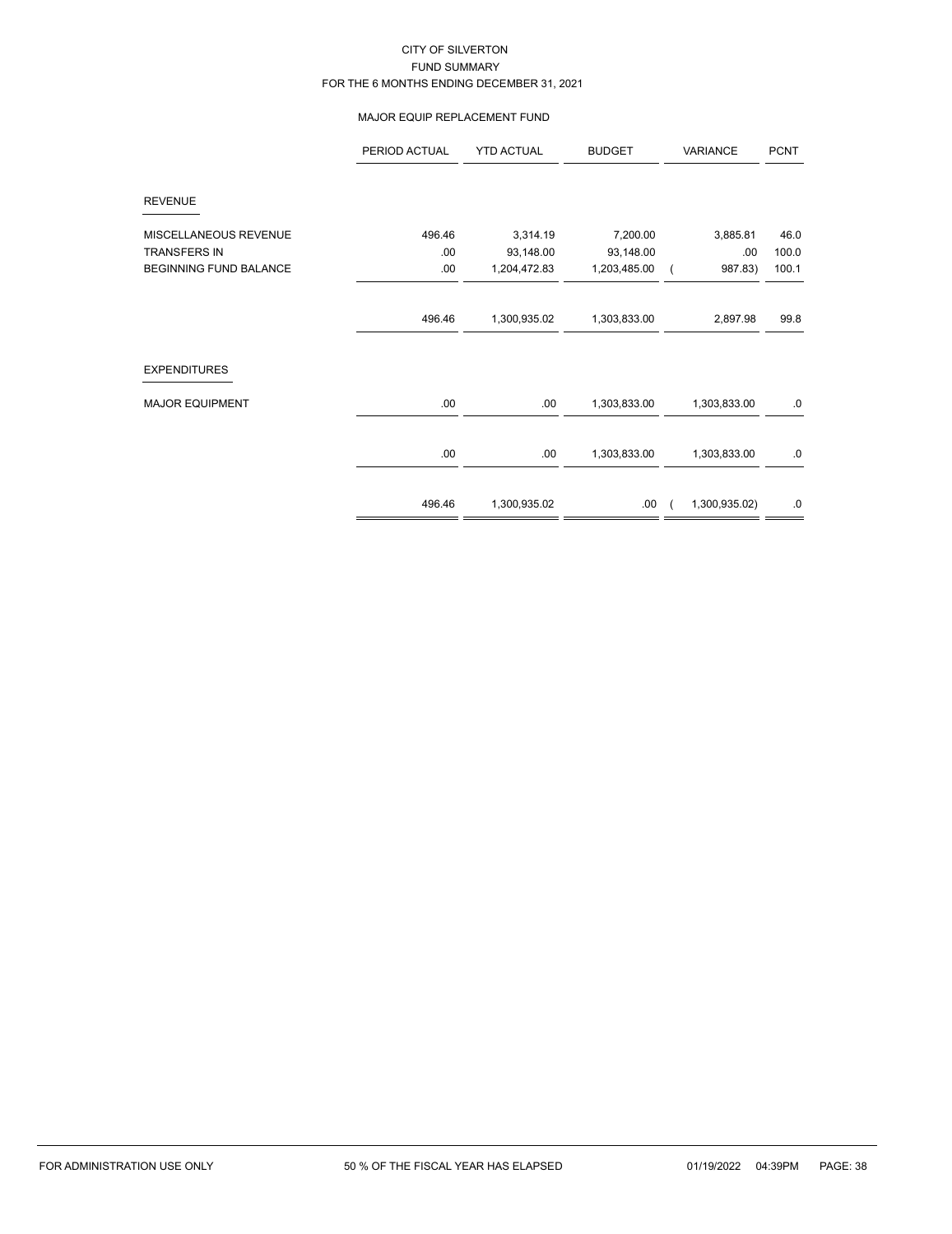CITY OF SILVERTON
FUND SUMMARY
FOR THE 6 MONTHS ENDING DECEMBER 31, 2021

MAJOR EQUIP REPLACEMENT FUND

| | PERIOD ACTUAL | YTD ACTUAL | BUDGET | VARIANCE | PCNT |
|---|---|---|---|---|---|
| **REVENUE** | | | | | |
| MISCELLANEOUS REVENUE | 496.46 | 3,314.19 | 7,200.00 | 3,885.81 | 46.0 |
| TRANSFERS IN | .00 | 93,148.00 | 93,148.00 | .00 | 100.0 |
| BEGINNING FUND BALANCE | .00 | 1,204,472.83 | 1,203,485.00 | ( 987.83) | 100.1 |
| | 496.46 | 1,300,935.02 | 1,303,833.00 | 2,897.98 | 99.8 |
| **EXPENDITURES** | | | | | |
| MAJOR EQUIPMENT | .00 | .00 | 1,303,833.00 | 1,303,833.00 | .0 |
| | .00 | .00 | 1,303,833.00 | 1,303,833.00 | .0 |
| | 496.46 | 1,300,935.02 | .00 | ( 1,300,935.02) | .0 |

FOR ADMINISTRATION USE ONLY 50 % OF THE FISCAL YEAR HAS ELAPSED 01/19/2022 04:39PM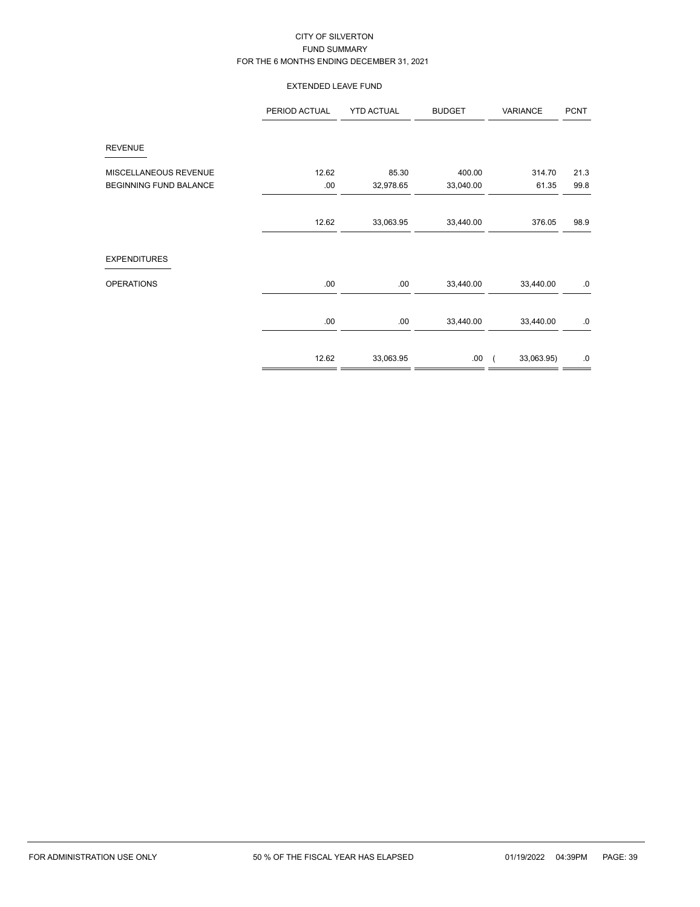CITY OF SILVERTON
FUND SUMMARY
FOR THE 6 MONTHS ENDING DECEMBER 31, 2021

EXTENDED LEAVE FUND

| | PERIOD ACTUAL | YTD ACTUAL | BUDGET | VARIANCE | PCNT |
|---|---|---|---|---|---|
| REVENUE | | | | | |
| MISCELLANEOUS REVENUE | 12.62 | 85.30 | 400.00 | 314.70 | 21.3 |
| BEGINNING FUND BALANCE | .00 | 32,978.65 | 33,040.00 | 61.35 | 99.8 |
| | 12.62 | 33,063.95 | 33,440.00 | 376.05 | 98.9 |
| EXPENDITURES | | | | | |
| OPERATIONS | .00 | .00 | 33,440.00 | 33,440.00 | .0 |
| | .00 | .00 | 33,440.00 | 33,440.00 | .0 |
| | 12.62 | 33,063.95 | .00 | ( 33,063.95) | .0 |

FOR ADMINISTRATION USE ONLY 50 % OF THE FISCAL YEAR HAS ELAPSED 01/19/2022 04:39PM